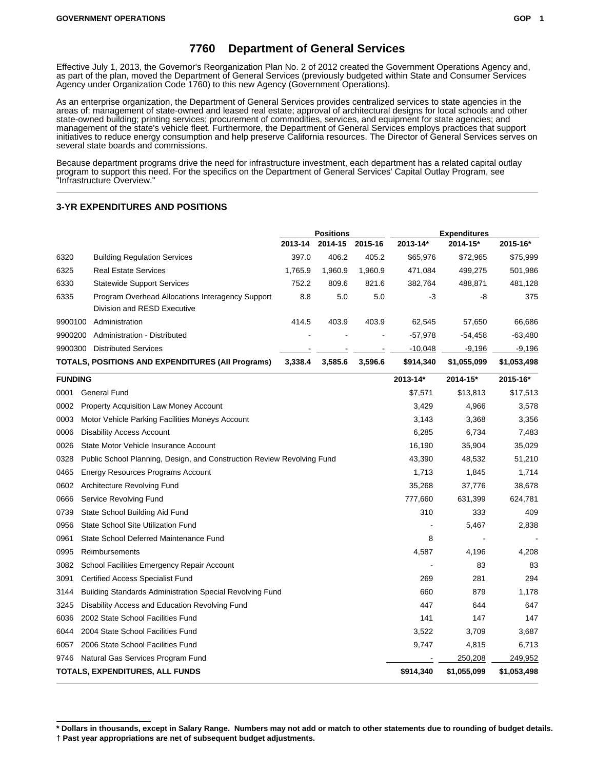# 7760 Department of General Services

Effective July 1, 2013, the Governor's Reorganization Plan No. 2 of 2012 created the Government Operations Agency and, as part of the plan, moved the Department of General Services (previously budgeted within State and Consumer Services Agency under Organization Code 1760) to this new Agency (Government Operations).

As an enterprise organization, the Department of General Services provides centralized services to state agencies in the areas of: management of state-owned and leased real estate; approval of architectural designs for local schools and other state-owned building; printing services; procurement of commodities, services, and equipment for state agencies; and management of the state's vehicle fleet. Furthermore, the Department of General Services employs practices that support initiatives to reduce energy consumption and help preserve California resources. The Director of General Services serves on several state boards and commissions.

Because department programs drive the need for infrastructure investment, each department has a related capital outlay program to support this need. For the specifics on the Department of General Services' Capital Outlay Program, see "Infrastructure Overview."

## 3-YR EXPENDITURES AND POSITIONS

| | | Positions | | | Expenditures | | |
|---|---|---|---|---|---|---|---|
| | | 2013-14 | 2014-15 | 2015-16 | 2013-14* | 2014-15* | 2015-16* |
| 6320 | Building Regulation Services | 397.0 | 406.2 | 405.2 | $65,976 | $72,965 | $75,999 |
| 6325 | Real Estate Services | 1,765.9 | 1,960.9 | 1,960.9 | 471,084 | 499,275 | 501,986 |
| 6330 | Statewide Support Services | 752.2 | 809.6 | 821.6 | 382,764 | 488,871 | 481,128 |
| 6335 | Program Overhead Allocations Interagency Support Division and RESD Executive | 8.8 | 5.0 | 5.0 | -3 | -8 | 375 |
| 9900100 | Administration | 414.5 | 403.9 | 403.9 | 62,545 | 57,650 | 66,686 |
| 9900200 | Administration - Distributed | - | - | - | -57,978 | -54,458 | -63,480 |
| 9900300 | Distributed Services | - | - | - | -10,048 | -9,196 | -9,196 |
| **TOTALS, POSITIONS AND EXPENDITURES (All Programs)** | | **3,338.4** | **3,585.6** | **3,596.6** | **$914,340** | **$1,055,099** | **$1,053,498** |

| FUNDING | | 2013-14* | 2014-15* | 2015-16* |
|---|---|---|---|---|
| 0001 | General Fund | $7,571 | $13,813 | $17,513 |
| 0002 | Property Acquisition Law Money Account | 3,429 | 4,966 | 3,578 |
| 0003 | Motor Vehicle Parking Facilities Moneys Account | 3,143 | 3,368 | 3,356 |
| 0006 | Disability Access Account | 6,285 | 6,734 | 7,483 |
| 0026 | State Motor Vehicle Insurance Account | 16,190 | 35,904 | 35,029 |
| 0328 | Public School Planning, Design, and Construction Review Revolving Fund | 43,390 | 48,532 | 51,210 |
| 0465 | Energy Resources Programs Account | 1,713 | 1,845 | 1,714 |
| 0602 | Architecture Revolving Fund | 35,268 | 37,776 | 38,678 |
| 0666 | Service Revolving Fund | 777,660 | 631,399 | 624,781 |
| 0739 | State School Building Aid Fund | 310 | 333 | 409 |
| 0956 | State School Site Utilization Fund | - | 5,467 | 2,838 |
| 0961 | State School Deferred Maintenance Fund | 8 | - | - |
| 0995 | Reimbursements | 4,587 | 4,196 | 4,208 |
| 3082 | School Facilities Emergency Repair Account | - | 83 | 83 |
| 3091 | Certified Access Specialist Fund | 269 | 281 | 294 |
| 3144 | Building Standards Administration Special Revolving Fund | 660 | 879 | 1,178 |
| 3245 | Disability Access and Education Revolving Fund | 447 | 644 | 647 |
| 6036 | 2002 State School Facilities Fund | 141 | 147 | 147 |
| 6044 | 2004 State School Facilities Fund | 3,522 | 3,709 | 3,687 |
| 6057 | 2006 State School Facilities Fund | 9,747 | 4,815 | 6,713 |
| 9746 | Natural Gas Services Program Fund | - | 250,208 | 249,952 |
| **TOTALS, EXPENDITURES, ALL FUNDS** | | **$914,340** | **$1,055,099** | **$1,053,498** |

**\* Dollars in thousands, except in Salary Range. Numbers may not add or match to other statements due to rounding of budget details.**
**† Past year appropriations are net of subsequent budget adjustments.**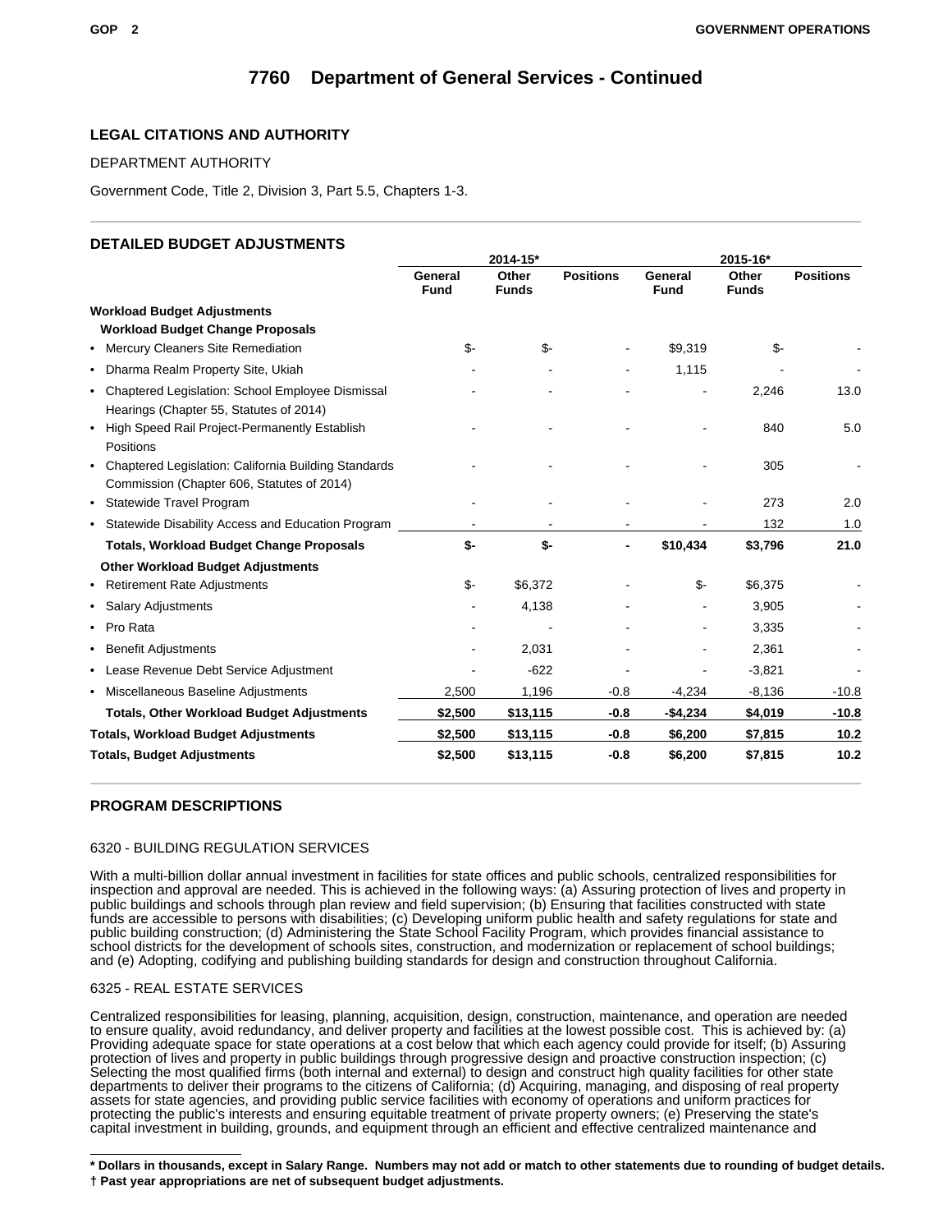# 7760 Department of General Services - Continued

## LEGAL CITATIONS AND AUTHORITY

DEPARTMENT AUTHORITY

Government Code, Title 2, Division 3, Part 5.5, Chapters 1-3.

## DETAILED BUDGET ADJUSTMENTS

| | 2014-15* | | | 2015-16* | | |
|---|---|---|---|---|---|---|
| | General Fund | Other Funds | Positions | General Fund | Other Funds | Positions |
| **Workload Budget Adjustments** | | | | | | |
| **Workload Budget Change Proposals** | | | | | | |
| • Mercury Cleaners Site Remediation | $- | $- | - | $9,319 | $- | - |
| • Dharma Realm Property Site, Ukiah | - | - | - | 1,115 | - | - |
| • Chaptered Legislation: School Employee Dismissal Hearings (Chapter 55, Statutes of 2014) | - | - | - | - | 2,246 | 13.0 |
| • High Speed Rail Project-Permanently Establish Positions | - | - | - | - | 840 | 5.0 |
| • Chaptered Legislation: California Building Standards Commission (Chapter 606, Statutes of 2014) | - | - | - | - | 305 | - |
| • Statewide Travel Program | - | - | - | - | 273 | 2.0 |
| • Statewide Disability Access and Education Program | - | - | - | - | 132 | 1.0 |
| **Totals, Workload Budget Change Proposals** | **$-** | **$-** | **-** | **$10,434** | **$3,796** | **21.0** |
| **Other Workload Budget Adjustments** | | | | | | |
| • Retirement Rate Adjustments | $- | $6,372 | - | $- | $6,375 | - |
| • Salary Adjustments | - | 4,138 | - | - | 3,905 | - |
| • Pro Rata | - | - | - | - | 3,335 | - |
| • Benefit Adjustments | - | 2,031 | - | - | 2,361 | - |
| • Lease Revenue Debt Service Adjustment | - | -622 | - | - | -3,821 | - |
| • Miscellaneous Baseline Adjustments | 2,500 | 1,196 | -0.8 | -4,234 | -8,136 | -10.8 |
| **Totals, Other Workload Budget Adjustments** | **$2,500** | **$13,115** | **-0.8** | **-$4,234** | **$4,019** | **-10.8** |
| **Totals, Workload Budget Adjustments** | **$2,500** | **$13,115** | **-0.8** | **$6,200** | **$7,815** | **10.2** |
| **Totals, Budget Adjustments** | **$2,500** | **$13,115** | **-0.8** | **$6,200** | **$7,815** | **10.2** |

## PROGRAM DESCRIPTIONS

6320 - BUILDING REGULATION SERVICES

With a multi-billion dollar annual investment in facilities for state offices and public schools, centralized responsibilities for inspection and approval are needed. This is achieved in the following ways: (a) Assuring protection of lives and property in public buildings and schools through plan review and field supervision; (b) Ensuring that facilities constructed with state funds are accessible to persons with disabilities; (c) Developing uniform public health and safety regulations for state and public building construction; (d) Administering the State School Facility Program, which provides financial assistance to school districts for the development of schools sites, construction, and modernization or replacement of school buildings; and (e) Adopting, codifying and publishing building standards for design and construction throughout California.

6325 - REAL ESTATE SERVICES

Centralized responsibilities for leasing, planning, acquisition, design, construction, maintenance, and operation are needed to ensure quality, avoid redundancy, and deliver property and facilities at the lowest possible cost. This is achieved by: (a) Providing adequate space for state operations at a cost below that which each agency could provide for itself; (b) Assuring protection of lives and property in public buildings through progressive design and proactive construction inspection; (c) Selecting the most qualified firms (both internal and external) to design and construct high quality facilities for other state departments to deliver their programs to the citizens of California; (d) Acquiring, managing, and disposing of real property assets for state agencies, and providing public service facilities with economy of operations and uniform practices for protecting the public's interests and ensuring equitable treatment of private property owners; (e) Preserving the state's capital investment in building, grounds, and equipment through an efficient and effective centralized maintenance and

**\* Dollars in thousands, except in Salary Range. Numbers may not add or match to other statements due to rounding of budget details.**
**† Past year appropriations are net of subsequent budget adjustments.**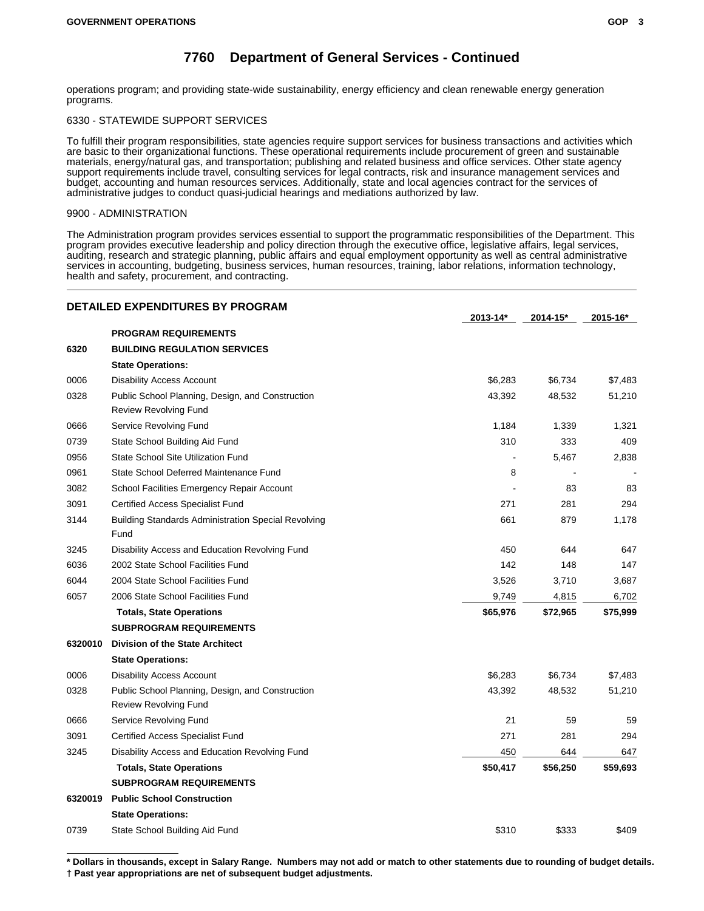# 7760 Department of General Services - Continued

operations program; and providing state-wide sustainability, energy efficiency and clean renewable energy generation programs.

6330 - STATEWIDE SUPPORT SERVICES

To fulfill their program responsibilities, state agencies require support services for business transactions and activities which are basic to their organizational functions. These operational requirements include procurement of green and sustainable materials, energy/natural gas, and transportation; publishing and related business and office services. Other state agency support requirements include travel, consulting services for legal contracts, risk and insurance management services and budget, accounting and human resources services. Additionally, state and local agencies contract for the services of administrative judges to conduct quasi-judicial hearings and mediations authorized by law.

9900 - ADMINISTRATION

The Administration program provides services essential to support the programmatic responsibilities of the Department. This program provides executive leadership and policy direction through the executive office, legislative affairs, legal services, auditing, research and strategic planning, public affairs and equal employment opportunity as well as central administrative services in accounting, budgeting, business services, human resources, training, labor relations, information technology, health and safety, procurement, and contracting.

## DETAILED EXPENDITURES BY PROGRAM

| | | 2013-14* | 2014-15* | 2015-16* |
|---|---|---|---|---|
| | **PROGRAM REQUIREMENTS** | | | |
| **6320** | **BUILDING REGULATION SERVICES** | | | |
| | **State Operations:** | | | |
| 0006 | Disability Access Account | $6,283 | $6,734 | $7,483 |
| 0328 | Public School Planning, Design, and Construction Review Revolving Fund | 43,392 | 48,532 | 51,210 |
| 0666 | Service Revolving Fund | 1,184 | 1,339 | 1,321 |
| 0739 | State School Building Aid Fund | 310 | 333 | 409 |
| 0956 | State School Site Utilization Fund | - | 5,467 | 2,838 |
| 0961 | State School Deferred Maintenance Fund | 8 | - | - |
| 3082 | School Facilities Emergency Repair Account | - | 83 | 83 |
| 3091 | Certified Access Specialist Fund | 271 | 281 | 294 |
| 3144 | Building Standards Administration Special Revolving Fund | 661 | 879 | 1,178 |
| 3245 | Disability Access and Education Revolving Fund | 450 | 644 | 647 |
| 6036 | 2002 State School Facilities Fund | 142 | 148 | 147 |
| 6044 | 2004 State School Facilities Fund | 3,526 | 3,710 | 3,687 |
| 6057 | 2006 State School Facilities Fund | 9,749 | 4,815 | 6,702 |
| | **Totals, State Operations** | **$65,976** | **$72,965** | **$75,999** |
| | **SUBPROGRAM REQUIREMENTS** | | | |
| **6320010** | **Division of the State Architect** | | | |
| | **State Operations:** | | | |
| 0006 | Disability Access Account | $6,283 | $6,734 | $7,483 |
| 0328 | Public School Planning, Design, and Construction Review Revolving Fund | 43,392 | 48,532 | 51,210 |
| 0666 | Service Revolving Fund | 21 | 59 | 59 |
| 3091 | Certified Access Specialist Fund | 271 | 281 | 294 |
| 3245 | Disability Access and Education Revolving Fund | 450 | 644 | 647 |
| | **Totals, State Operations** | **$50,417** | **$56,250** | **$59,693** |
| | **SUBPROGRAM REQUIREMENTS** | | | |
| **6320019** | **Public School Construction** | | | |
| | **State Operations:** | | | |
| 0739 | State School Building Aid Fund | $310 | $333 | $409 |

**\* Dollars in thousands, except in Salary Range. Numbers may not add or match to other statements due to rounding of budget details.**
**† Past year appropriations are net of subsequent budget adjustments.**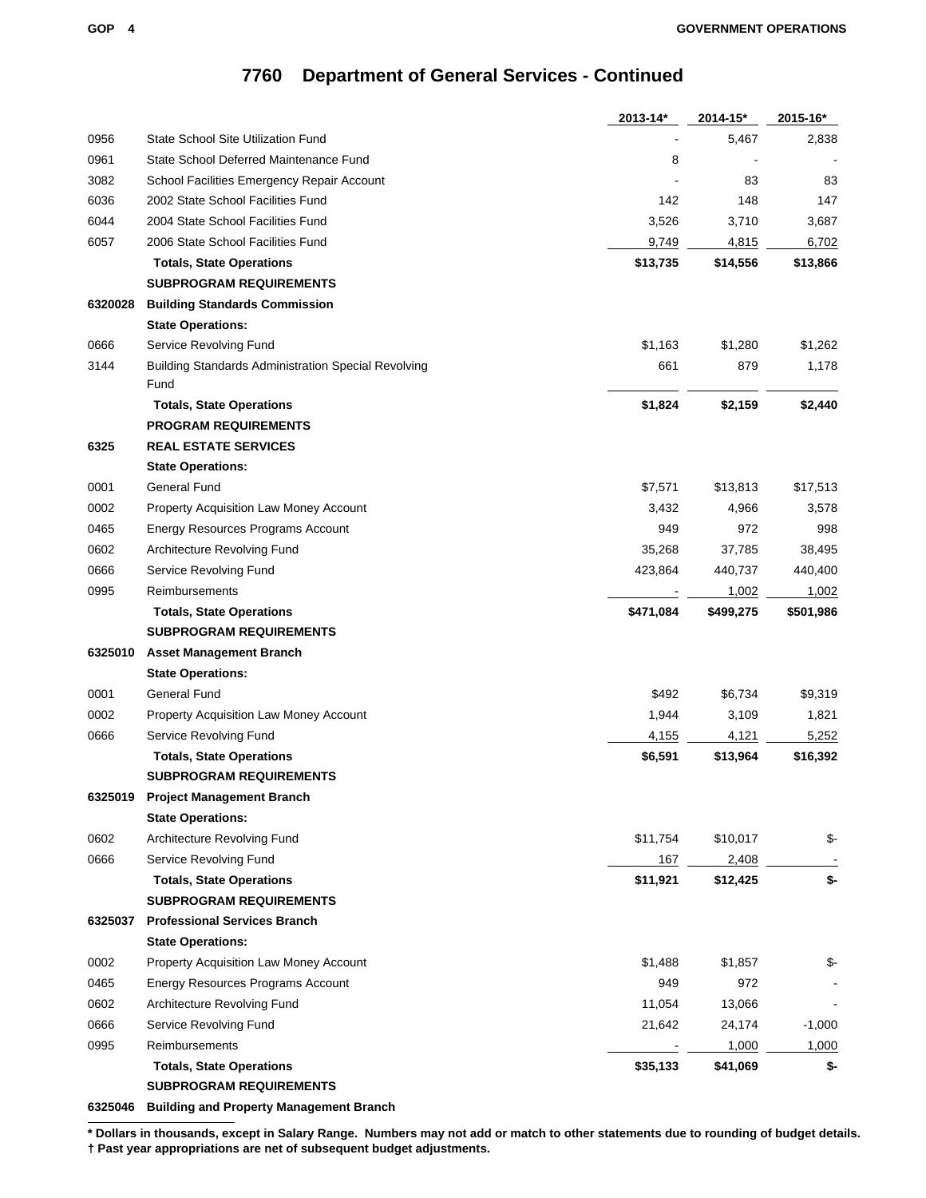# 7760 Department of General Services - Continued

| | | 2013-14* | 2014-15* | 2015-16* |
|---|---|---|---|---|
| 0956 | State School Site Utilization Fund | - | 5,467 | 2,838 |
| 0961 | State School Deferred Maintenance Fund | 8 | - | - |
| 3082 | School Facilities Emergency Repair Account | - | 83 | 83 |
| 6036 | 2002 State School Facilities Fund | 142 | 148 | 147 |
| 6044 | 2004 State School Facilities Fund | 3,526 | 3,710 | 3,687 |
| 6057 | 2006 State School Facilities Fund | 9,749 | 4,815 | 6,702 |
| | **Totals, State Operations** | **$13,735** | **$14,556** | **$13,866** |
| | **SUBPROGRAM REQUIREMENTS** | | | |
| **6320028** | **Building Standards Commission** | | | |
| | **State Operations:** | | | |
| 0666 | Service Revolving Fund | $1,163 | $1,280 | $1,262 |
| 3144 | Building Standards Administration Special Revolving Fund | 661 | 879 | 1,178 |
| | **Totals, State Operations** | **$1,824** | **$2,159** | **$2,440** |
| | **PROGRAM REQUIREMENTS** | | | |
| **6325** | **REAL ESTATE SERVICES** | | | |
| | **State Operations:** | | | |
| 0001 | General Fund | $7,571 | $13,813 | $17,513 |
| 0002 | Property Acquisition Law Money Account | 3,432 | 4,966 | 3,578 |
| 0465 | Energy Resources Programs Account | 949 | 972 | 998 |
| 0602 | Architecture Revolving Fund | 35,268 | 37,785 | 38,495 |
| 0666 | Service Revolving Fund | 423,864 | 440,737 | 440,400 |
| 0995 | Reimbursements | - | 1,002 | 1,002 |
| | **Totals, State Operations** | **$471,084** | **$499,275** | **$501,986** |
| | **SUBPROGRAM REQUIREMENTS** | | | |
| **6325010** | **Asset Management Branch** | | | |
| | **State Operations:** | | | |
| 0001 | General Fund | $492 | $6,734 | $9,319 |
| 0002 | Property Acquisition Law Money Account | 1,944 | 3,109 | 1,821 |
| 0666 | Service Revolving Fund | 4,155 | 4,121 | 5,252 |
| | **Totals, State Operations** | **$6,591** | **$13,964** | **$16,392** |
| | **SUBPROGRAM REQUIREMENTS** | | | |
| **6325019** | **Project Management Branch** | | | |
| | **State Operations:** | | | |
| 0602 | Architecture Revolving Fund | $11,754 | $10,017 | $- |
| 0666 | Service Revolving Fund | 167 | 2,408 | - |
| | **Totals, State Operations** | **$11,921** | **$12,425** | **$-** |
| | **SUBPROGRAM REQUIREMENTS** | | | |
| **6325037** | **Professional Services Branch** | | | |
| | **State Operations:** | | | |
| 0002 | Property Acquisition Law Money Account | $1,488 | $1,857 | $- |
| 0465 | Energy Resources Programs Account | 949 | 972 | - |
| 0602 | Architecture Revolving Fund | 11,054 | 13,066 | - |
| 0666 | Service Revolving Fund | 21,642 | 24,174 | -1,000 |
| 0995 | Reimbursements | - | 1,000 | 1,000 |
| | **Totals, State Operations** | **$35,133** | **$41,069** | **$-** |
| | **SUBPROGRAM REQUIREMENTS** | | | |
| **6325046** | **Building and Property Management Branch** | | | |

**\* Dollars in thousands, except in Salary Range. Numbers may not add or match to other statements due to rounding of budget details.**
**† Past year appropriations are net of subsequent budget adjustments.**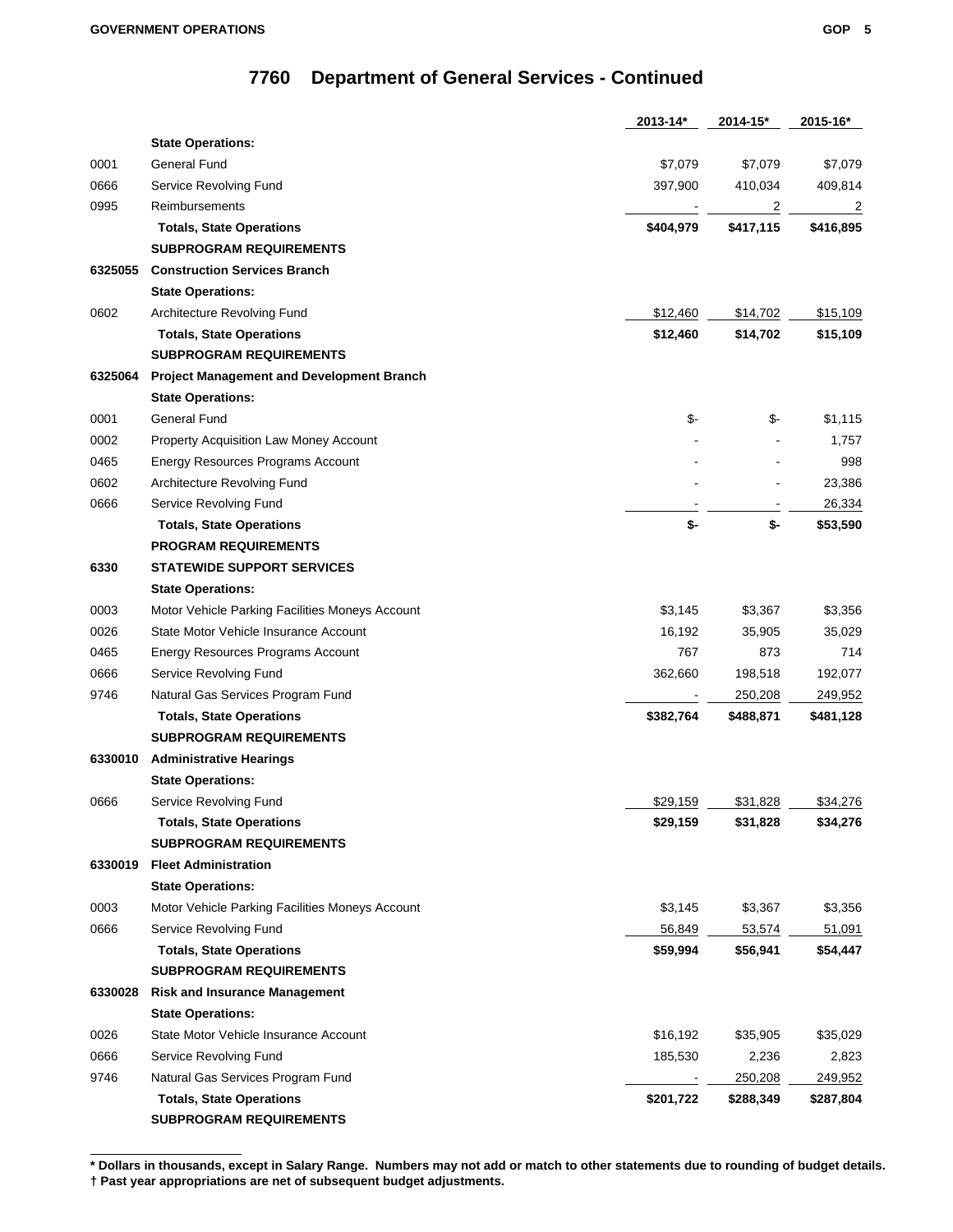# 7760 Department of General Services - Continued

| | | 2013-14* | 2014-15* | 2015-16* |
|---|---|---|---|---|
| | **State Operations:** | | | |
| 0001 | General Fund | $7,079 | $7,079 | $7,079 |
| 0666 | Service Revolving Fund | 397,900 | 410,034 | 409,814 |
| 0995 | Reimbursements | - | 2 | 2 |
| | **Totals, State Operations** | **$404,979** | **$417,115** | **$416,895** |
| | **SUBPROGRAM REQUIREMENTS** | | | |
| **6325055** | **Construction Services Branch** | | | |
| | **State Operations:** | | | |
| 0602 | Architecture Revolving Fund | $12,460 | $14,702 | $15,109 |
| | **Totals, State Operations** | **$12,460** | **$14,702** | **$15,109** |
| | **SUBPROGRAM REQUIREMENTS** | | | |
| **6325064** | **Project Management and Development Branch** | | | |
| | **State Operations:** | | | |
| 0001 | General Fund | $- | $- | $1,115 |
| 0002 | Property Acquisition Law Money Account | - | - | 1,757 |
| 0465 | Energy Resources Programs Account | - | - | 998 |
| 0602 | Architecture Revolving Fund | - | - | 23,386 |
| 0666 | Service Revolving Fund | - | - | 26,334 |
| | **Totals, State Operations** | **$-** | **$-** | **$53,590** |
| | **PROGRAM REQUIREMENTS** | | | |
| **6330** | **STATEWIDE SUPPORT SERVICES** | | | |
| | **State Operations:** | | | |
| 0003 | Motor Vehicle Parking Facilities Moneys Account | $3,145 | $3,367 | $3,356 |
| 0026 | State Motor Vehicle Insurance Account | 16,192 | 35,905 | 35,029 |
| 0465 | Energy Resources Programs Account | 767 | 873 | 714 |
| 0666 | Service Revolving Fund | 362,660 | 198,518 | 192,077 |
| 9746 | Natural Gas Services Program Fund | - | 250,208 | 249,952 |
| | **Totals, State Operations** | **$382,764** | **$488,871** | **$481,128** |
| | **SUBPROGRAM REQUIREMENTS** | | | |
| **6330010** | **Administrative Hearings** | | | |
| | **State Operations:** | | | |
| 0666 | Service Revolving Fund | $29,159 | $31,828 | $34,276 |
| | **Totals, State Operations** | **$29,159** | **$31,828** | **$34,276** |
| | **SUBPROGRAM REQUIREMENTS** | | | |
| **6330019** | **Fleet Administration** | | | |
| | **State Operations:** | | | |
| 0003 | Motor Vehicle Parking Facilities Moneys Account | $3,145 | $3,367 | $3,356 |
| 0666 | Service Revolving Fund | 56,849 | 53,574 | 51,091 |
| | **Totals, State Operations** | **$59,994** | **$56,941** | **$54,447** |
| | **SUBPROGRAM REQUIREMENTS** | | | |
| **6330028** | **Risk and Insurance Management** | | | |
| | **State Operations:** | | | |
| 0026 | State Motor Vehicle Insurance Account | $16,192 | $35,905 | $35,029 |
| 0666 | Service Revolving Fund | 185,530 | 2,236 | 2,823 |
| 9746 | Natural Gas Services Program Fund | - | 250,208 | 249,952 |
| | **Totals, State Operations** | **$201,722** | **$288,349** | **$287,804** |
| | **SUBPROGRAM REQUIREMENTS** | | | |

**\* Dollars in thousands, except in Salary Range. Numbers may not add or match to other statements due to rounding of budget details.**
**† Past year appropriations are net of subsequent budget adjustments.**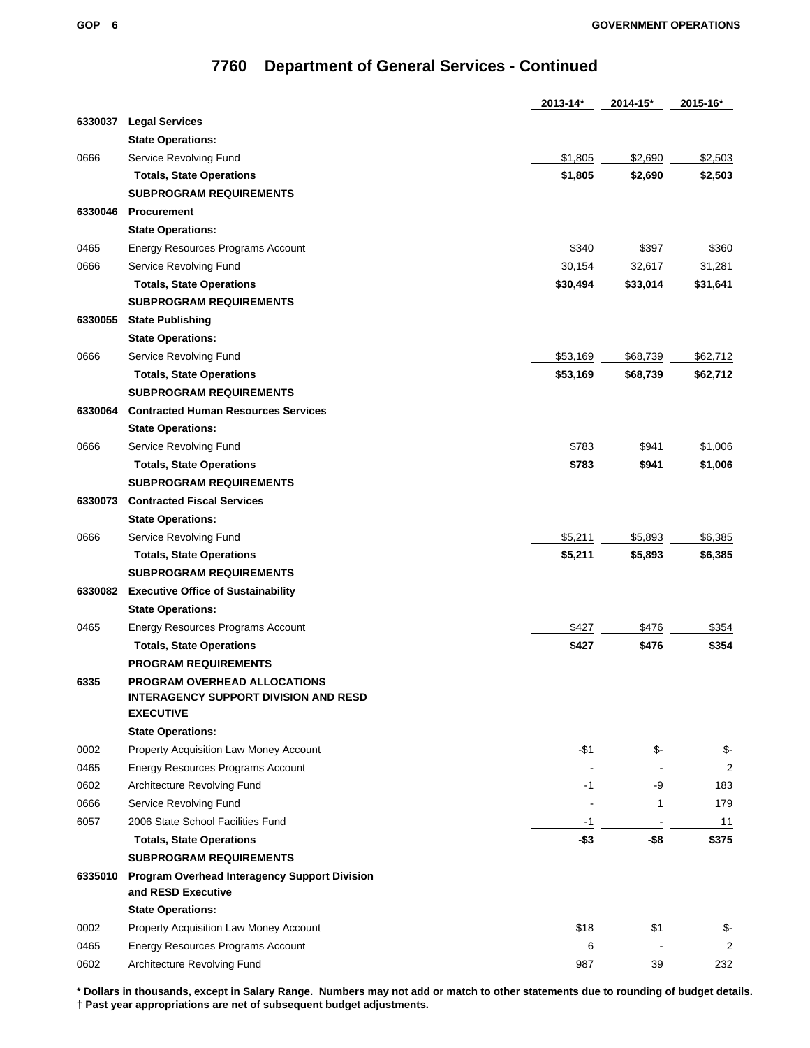# 7760 Department of General Services - Continued

| | | 2013-14* | 2014-15* | 2015-16* |
|---|---|---|---|---|
| 6330037 | **Legal Services** | | | |
| | **State Operations:** | | | |
| 0666 | Service Revolving Fund | $1,805 | $2,690 | $2,503 |
| | **Totals, State Operations** | **$1,805** | **$2,690** | **$2,503** |
| | **SUBPROGRAM REQUIREMENTS** | | | |
| 6330046 | **Procurement** | | | |
| | **State Operations:** | | | |
| 0465 | Energy Resources Programs Account | $340 | $397 | $360 |
| 0666 | Service Revolving Fund | 30,154 | 32,617 | 31,281 |
| | **Totals, State Operations** | **$30,494** | **$33,014** | **$31,641** |
| | **SUBPROGRAM REQUIREMENTS** | | | |
| 6330055 | **State Publishing** | | | |
| | **State Operations:** | | | |
| 0666 | Service Revolving Fund | $53,169 | $68,739 | $62,712 |
| | **Totals, State Operations** | **$53,169** | **$68,739** | **$62,712** |
| | **SUBPROGRAM REQUIREMENTS** | | | |
| 6330064 | **Contracted Human Resources Services** | | | |
| | **State Operations:** | | | |
| 0666 | Service Revolving Fund | $783 | $941 | $1,006 |
| | **Totals, State Operations** | **$783** | **$941** | **$1,006** |
| | **SUBPROGRAM REQUIREMENTS** | | | |
| 6330073 | **Contracted Fiscal Services** | | | |
| | **State Operations:** | | | |
| 0666 | Service Revolving Fund | $5,211 | $5,893 | $6,385 |
| | **Totals, State Operations** | **$5,211** | **$5,893** | **$6,385** |
| | **SUBPROGRAM REQUIREMENTS** | | | |
| 6330082 | **Executive Office of Sustainability** | | | |
| | **State Operations:** | | | |
| 0465 | Energy Resources Programs Account | $427 | $476 | $354 |
| | **Totals, State Operations** | **$427** | **$476** | **$354** |
| | **PROGRAM REQUIREMENTS** | | | |
| 6335 | **PROGRAM OVERHEAD ALLOCATIONS INTERAGENCY SUPPORT DIVISION AND RESD EXECUTIVE** | | | |
| | **State Operations:** | | | |
| 0002 | Property Acquisition Law Money Account | -$1 | $- | $- |
| 0465 | Energy Resources Programs Account | - | - | 2 |
| 0602 | Architecture Revolving Fund | -1 | -9 | 183 |
| 0666 | Service Revolving Fund | - | 1 | 179 |
| 6057 | 2006 State School Facilities Fund | -1 | - | 11 |
| | **Totals, State Operations** | **-$3** | **-$8** | **$375** |
| | **SUBPROGRAM REQUIREMENTS** | | | |
| 6335010 | **Program Overhead Interagency Support Division and RESD Executive** | | | |
| | **State Operations:** | | | |
| 0002 | Property Acquisition Law Money Account | $18 | $1 | $- |
| 0465 | Energy Resources Programs Account | 6 | - | 2 |
| 0602 | Architecture Revolving Fund | 987 | 39 | 232 |

**\* Dollars in thousands, except in Salary Range. Numbers may not add or match to other statements due to rounding of budget details.**
**† Past year appropriations are net of subsequent budget adjustments.**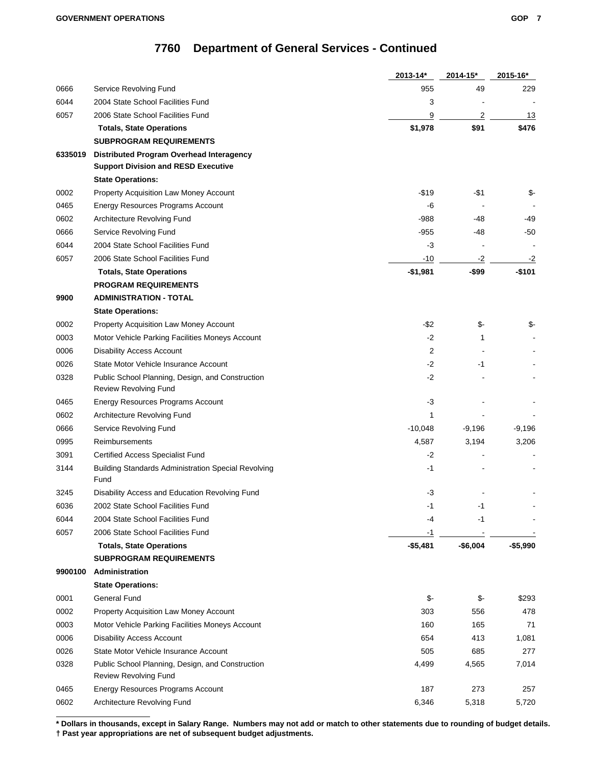# 7760 Department of General Services - Continued

| | | 2013-14* | 2014-15* | 2015-16* |
|---|---|---|---|---|
| 0666 | Service Revolving Fund | 955 | 49 | 229 |
| 6044 | 2004 State School Facilities Fund | 3 | - | - |
| 6057 | 2006 State School Facilities Fund | 9 | 2 | 13 |
| | **Totals, State Operations** | **$1,978** | **$91** | **$476** |
| | **SUBPROGRAM REQUIREMENTS** | | | |
| **6335019** | **Distributed Program Overhead Interagency Support Division and RESD Executive** | | | |
| | **State Operations:** | | | |
| 0002 | Property Acquisition Law Money Account | -$19 | -$1 | $- |
| 0465 | Energy Resources Programs Account | -6 | - | - |
| 0602 | Architecture Revolving Fund | -988 | -48 | -49 |
| 0666 | Service Revolving Fund | -955 | -48 | -50 |
| 6044 | 2004 State School Facilities Fund | -3 | - | - |
| 6057 | 2006 State School Facilities Fund | -10 | -2 | -2 |
| | **Totals, State Operations** | **-$1,981** | **-$99** | **-$101** |
| | **PROGRAM REQUIREMENTS** | | | |
| **9900** | **ADMINISTRATION - TOTAL** | | | |
| | **State Operations:** | | | |
| 0002 | Property Acquisition Law Money Account | -$2 | $- | $- |
| 0003 | Motor Vehicle Parking Facilities Moneys Account | -2 | 1 | - |
| 0006 | Disability Access Account | 2 | - | - |
| 0026 | State Motor Vehicle Insurance Account | -2 | -1 | - |
| 0328 | Public School Planning, Design, and Construction Review Revolving Fund | -2 | - | - |
| 0465 | Energy Resources Programs Account | -3 | - | - |
| 0602 | Architecture Revolving Fund | 1 | - | - |
| 0666 | Service Revolving Fund | -10,048 | -9,196 | -9,196 |
| 0995 | Reimbursements | 4,587 | 3,194 | 3,206 |
| 3091 | Certified Access Specialist Fund | -2 | - | - |
| 3144 | Building Standards Administration Special Revolving Fund | -1 | - | - |
| 3245 | Disability Access and Education Revolving Fund | -3 | - | - |
| 6036 | 2002 State School Facilities Fund | -1 | -1 | - |
| 6044 | 2004 State School Facilities Fund | -4 | -1 | - |
| 6057 | 2006 State School Facilities Fund | -1 | - | - |
| | **Totals, State Operations** | **-$5,481** | **-$6,004** | **-$5,990** |
| | **SUBPROGRAM REQUIREMENTS** | | | |
| **9900100** | **Administration** | | | |
| | **State Operations:** | | | |
| 0001 | General Fund | $- | $- | $293 |
| 0002 | Property Acquisition Law Money Account | 303 | 556 | 478 |
| 0003 | Motor Vehicle Parking Facilities Moneys Account | 160 | 165 | 71 |
| 0006 | Disability Access Account | 654 | 413 | 1,081 |
| 0026 | State Motor Vehicle Insurance Account | 505 | 685 | 277 |
| 0328 | Public School Planning, Design, and Construction Review Revolving Fund | 4,499 | 4,565 | 7,014 |
| 0465 | Energy Resources Programs Account | 187 | 273 | 257 |
| 0602 | Architecture Revolving Fund | 6,346 | 5,318 | 5,720 |

**\* Dollars in thousands, except in Salary Range. Numbers may not add or match to other statements due to rounding of budget details.**
**† Past year appropriations are net of subsequent budget adjustments.**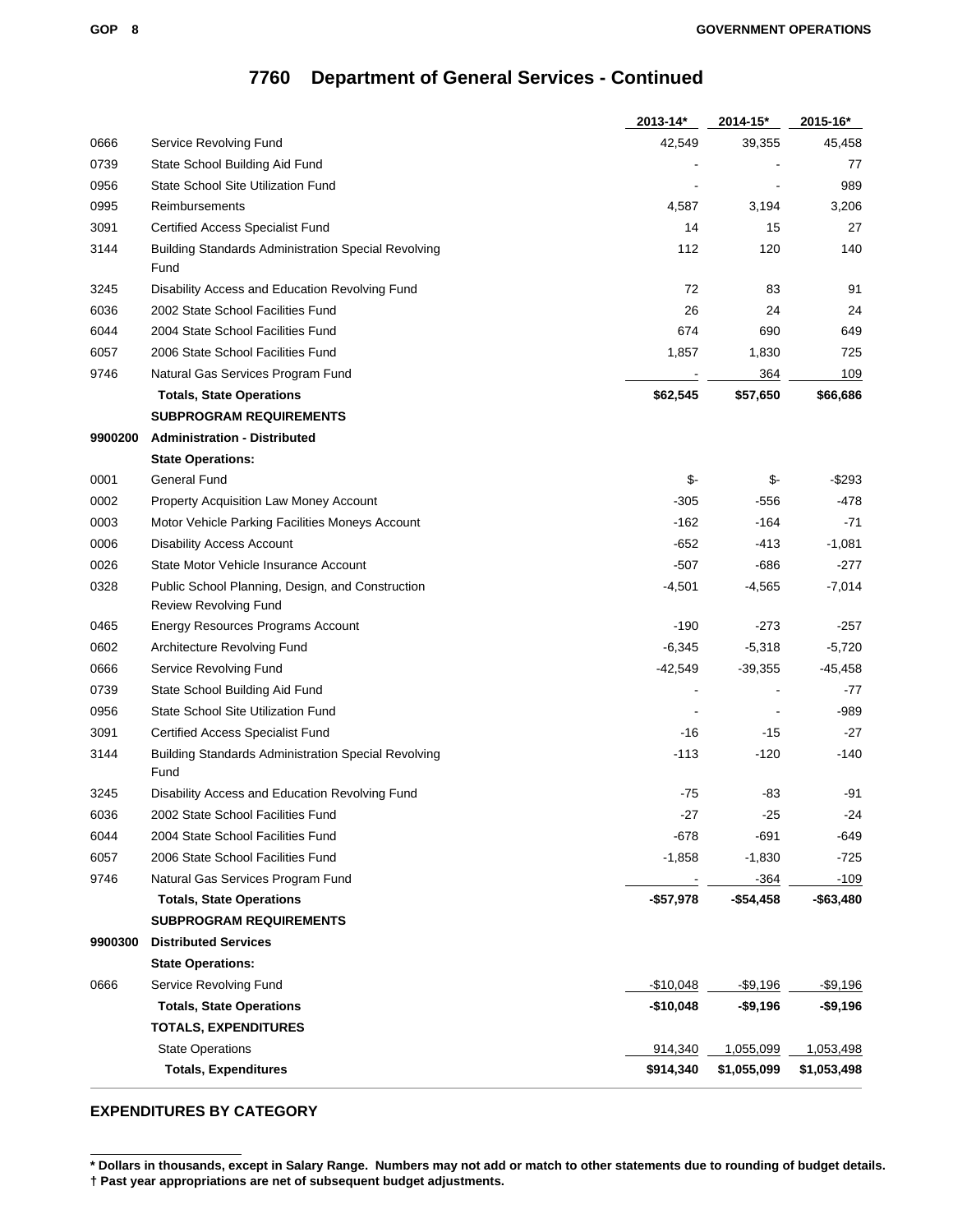# 7760 Department of General Services - Continued

| | | 2013-14* | 2014-15* | 2015-16* |
|---|---|---|---|---|
| 0666 | Service Revolving Fund | 42,549 | 39,355 | 45,458 |
| 0739 | State School Building Aid Fund | - | - | 77 |
| 0956 | State School Site Utilization Fund | - | - | 989 |
| 0995 | Reimbursements | 4,587 | 3,194 | 3,206 |
| 3091 | Certified Access Specialist Fund | 14 | 15 | 27 |
| 3144 | Building Standards Administration Special Revolving Fund | 112 | 120 | 140 |
| 3245 | Disability Access and Education Revolving Fund | 72 | 83 | 91 |
| 6036 | 2002 State School Facilities Fund | 26 | 24 | 24 |
| 6044 | 2004 State School Facilities Fund | 674 | 690 | 649 |
| 6057 | 2006 State School Facilities Fund | 1,857 | 1,830 | 725 |
| 9746 | Natural Gas Services Program Fund | - | 364 | 109 |
| | **Totals, State Operations** | **$62,545** | **$57,650** | **$66,686** |
| | **SUBPROGRAM REQUIREMENTS** | | | |
| **9900200** | **Administration - Distributed** | | | |
| | **State Operations:** | | | |
| 0001 | General Fund | $- | $- | -$293 |
| 0002 | Property Acquisition Law Money Account | -305 | -556 | -478 |
| 0003 | Motor Vehicle Parking Facilities Moneys Account | -162 | -164 | -71 |
| 0006 | Disability Access Account | -652 | -413 | -1,081 |
| 0026 | State Motor Vehicle Insurance Account | -507 | -686 | -277 |
| 0328 | Public School Planning, Design, and Construction Review Revolving Fund | -4,501 | -4,565 | -7,014 |
| 0465 | Energy Resources Programs Account | -190 | -273 | -257 |
| 0602 | Architecture Revolving Fund | -6,345 | -5,318 | -5,720 |
| 0666 | Service Revolving Fund | -42,549 | -39,355 | -45,458 |
| 0739 | State School Building Aid Fund | - | - | -77 |
| 0956 | State School Site Utilization Fund | - | - | -989 |
| 3091 | Certified Access Specialist Fund | -16 | -15 | -27 |
| 3144 | Building Standards Administration Special Revolving Fund | -113 | -120 | -140 |
| 3245 | Disability Access and Education Revolving Fund | -75 | -83 | -91 |
| 6036 | 2002 State School Facilities Fund | -27 | -25 | -24 |
| 6044 | 2004 State School Facilities Fund | -678 | -691 | -649 |
| 6057 | 2006 State School Facilities Fund | -1,858 | -1,830 | -725 |
| 9746 | Natural Gas Services Program Fund | - | -364 | -109 |
| | **Totals, State Operations** | **-$57,978** | **-$54,458** | **-$63,480** |
| | **SUBPROGRAM REQUIREMENTS** | | | |
| **9900300** | **Distributed Services** | | | |
| | **State Operations:** | | | |
| 0666 | Service Revolving Fund | -$10,048 | -$9,196 | -$9,196 |
| | **Totals, State Operations** | **-$10,048** | **-$9,196** | **-$9,196** |
| | **TOTALS, EXPENDITURES** | | | |
| | State Operations | 914,340 | 1,055,099 | 1,053,498 |
| | **Totals, Expenditures** | **$914,340** | **$1,055,099** | **$1,053,498** |

## EXPENDITURES BY CATEGORY

**\* Dollars in thousands, except in Salary Range. Numbers may not add or match to other statements due to rounding of budget details.**
**† Past year appropriations are net of subsequent budget adjustments.**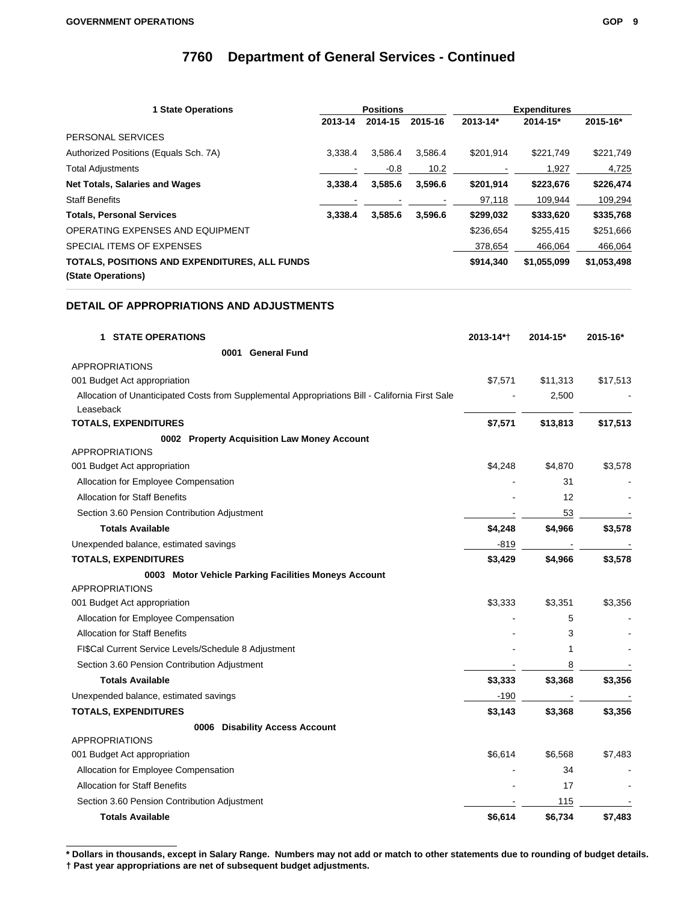# 7760 Department of General Services - Continued

| 1 State Operations | Positions | | | Expenditures | | |
|---|---|---|---|---|---|---|
| | 2013-14 | 2014-15 | 2015-16 | 2013-14* | 2014-15* | 2015-16* |
| PERSONAL SERVICES | | | | | | |
| Authorized Positions (Equals Sch. 7A) | 3,338.4 | 3,586.4 | 3,586.4 | $201,914 | $221,749 | $221,749 |
| Total Adjustments | - | -0.8 | 10.2 | - | 1,927 | 4,725 |
| **Net Totals, Salaries and Wages** | **3,338.4** | **3,585.6** | **3,596.6** | **$201,914** | **$223,676** | **$226,474** |
| Staff Benefits | - | - | - | 97,118 | 109,944 | 109,294 |
| **Totals, Personal Services** | **3,338.4** | **3,585.6** | **3,596.6** | **$299,032** | **$333,620** | **$335,768** |
| OPERATING EXPENSES AND EQUIPMENT | | | | $236,654 | $255,415 | $251,666 |
| SPECIAL ITEMS OF EXPENSES | | | | 378,654 | 466,064 | 466,064 |
| **TOTALS, POSITIONS AND EXPENDITURES, ALL FUNDS (State Operations)** | | | | **$914,340** | **$1,055,099** | **$1,053,498** |

## DETAIL OF APPROPRIATIONS AND ADJUSTMENTS

| 1 STATE OPERATIONS | 2013-14*† | 2014-15* | 2015-16* |
|---|---|---|---|
| **0001 General Fund** | | | |
| APPROPRIATIONS | | | |
| 001 Budget Act appropriation | $7,571 | $11,313 | $17,513 |
| Allocation of Unanticipated Costs from Supplemental Appropriations Bill - California First Sale Leaseback | - | 2,500 | - |
| **TOTALS, EXPENDITURES** | **$7,571** | **$13,813** | **$17,513** |
| **0002 Property Acquisition Law Money Account** | | | |
| APPROPRIATIONS | | | |
| 001 Budget Act appropriation | $4,248 | $4,870 | $3,578 |
| Allocation for Employee Compensation | - | 31 | - |
| Allocation for Staff Benefits | - | 12 | - |
| Section 3.60 Pension Contribution Adjustment | - | 53 | - |
| **Totals Available** | **$4,248** | **$4,966** | **$3,578** |
| Unexpended balance, estimated savings | -819 | - | - |
| **TOTALS, EXPENDITURES** | **$3,429** | **$4,966** | **$3,578** |
| **0003 Motor Vehicle Parking Facilities Moneys Account** | | | |
| APPROPRIATIONS | | | |
| 001 Budget Act appropriation | $3,333 | $3,351 | $3,356 |
| Allocation for Employee Compensation | - | 5 | - |
| Allocation for Staff Benefits | - | 3 | - |
| FI$Cal Current Service Levels/Schedule 8 Adjustment | - | 1 | - |
| Section 3.60 Pension Contribution Adjustment | - | 8 | - |
| **Totals Available** | **$3,333** | **$3,368** | **$3,356** |
| Unexpended balance, estimated savings | -190 | - | - |
| **TOTALS, EXPENDITURES** | **$3,143** | **$3,368** | **$3,356** |
| **0006 Disability Access Account** | | | |
| APPROPRIATIONS | | | |
| 001 Budget Act appropriation | $6,614 | $6,568 | $7,483 |
| Allocation for Employee Compensation | - | 34 | - |
| Allocation for Staff Benefits | - | 17 | - |
| Section 3.60 Pension Contribution Adjustment | - | 115 | - |
| **Totals Available** | **$6,614** | **$6,734** | **$7,483** |

**\* Dollars in thousands, except in Salary Range. Numbers may not add or match to other statements due to rounding of budget details.**
**† Past year appropriations are net of subsequent budget adjustments.**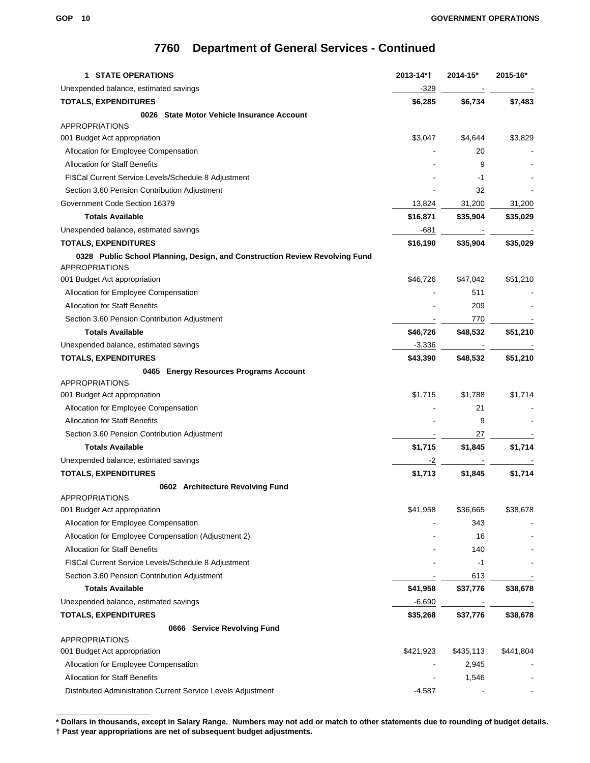# 7760 Department of General Services - Continued

| 1 STATE OPERATIONS | 2013-14*† | 2014-15* | 2015-16* |
|---|---|---|---|
| Unexpended balance, estimated savings | -329 | - | - |
| **TOTALS, EXPENDITURES** | **$6,285** | **$6,734** | **$7,483** |
| **0026 State Motor Vehicle Insurance Account** | | | |
| APPROPRIATIONS | | | |
| 001 Budget Act appropriation | $3,047 | $4,644 | $3,829 |
| Allocation for Employee Compensation | - | 20 | - |
| Allocation for Staff Benefits | - | 9 | - |
| FI$Cal Current Service Levels/Schedule 8 Adjustment | - | -1 | - |
| Section 3.60 Pension Contribution Adjustment | - | 32 | - |
| Government Code Section 16379 | 13,824 | 31,200 | 31,200 |
| **Totals Available** | **$16,871** | **$35,904** | **$35,029** |
| Unexpended balance, estimated savings | -681 | - | - |
| **TOTALS, EXPENDITURES** | **$16,190** | **$35,904** | **$35,029** |
| **0328 Public School Planning, Design, and Construction Review Revolving Fund** | | | |
| APPROPRIATIONS | | | |
| 001 Budget Act appropriation | $46,726 | $47,042 | $51,210 |
| Allocation for Employee Compensation | - | 511 | - |
| Allocation for Staff Benefits | - | 209 | - |
| Section 3.60 Pension Contribution Adjustment | - | 770 | - |
| **Totals Available** | **$46,726** | **$48,532** | **$51,210** |
| Unexpended balance, estimated savings | -3,336 | - | - |
| **TOTALS, EXPENDITURES** | **$43,390** | **$48,532** | **$51,210** |
| **0465 Energy Resources Programs Account** | | | |
| APPROPRIATIONS | | | |
| 001 Budget Act appropriation | $1,715 | $1,788 | $1,714 |
| Allocation for Employee Compensation | - | 21 | - |
| Allocation for Staff Benefits | - | 9 | - |
| Section 3.60 Pension Contribution Adjustment | - | 27 | - |
| **Totals Available** | **$1,715** | **$1,845** | **$1,714** |
| Unexpended balance, estimated savings | -2 | - | - |
| **TOTALS, EXPENDITURES** | **$1,713** | **$1,845** | **$1,714** |
| **0602 Architecture Revolving Fund** | | | |
| APPROPRIATIONS | | | |
| 001 Budget Act appropriation | $41,958 | $36,665 | $38,678 |
| Allocation for Employee Compensation | - | 343 | - |
| Allocation for Employee Compensation (Adjustment 2) | - | 16 | - |
| Allocation for Staff Benefits | - | 140 | - |
| FI$Cal Current Service Levels/Schedule 8 Adjustment | - | -1 | - |
| Section 3.60 Pension Contribution Adjustment | - | 613 | - |
| **Totals Available** | **$41,958** | **$37,776** | **$38,678** |
| Unexpended balance, estimated savings | -6,690 | - | - |
| **TOTALS, EXPENDITURES** | **$35,268** | **$37,776** | **$38,678** |
| **0666 Service Revolving Fund** | | | |
| APPROPRIATIONS | | | |
| 001 Budget Act appropriation | $421,923 | $435,113 | $441,804 |
| Allocation for Employee Compensation | - | 2,945 | - |
| Allocation for Staff Benefits | - | 1,546 | - |
| Distributed Administration Current Service Levels Adjustment | -4,587 | - | - |

**\* Dollars in thousands, except in Salary Range. Numbers may not add or match to other statements due to rounding of budget details.**
**† Past year appropriations are net of subsequent budget adjustments.**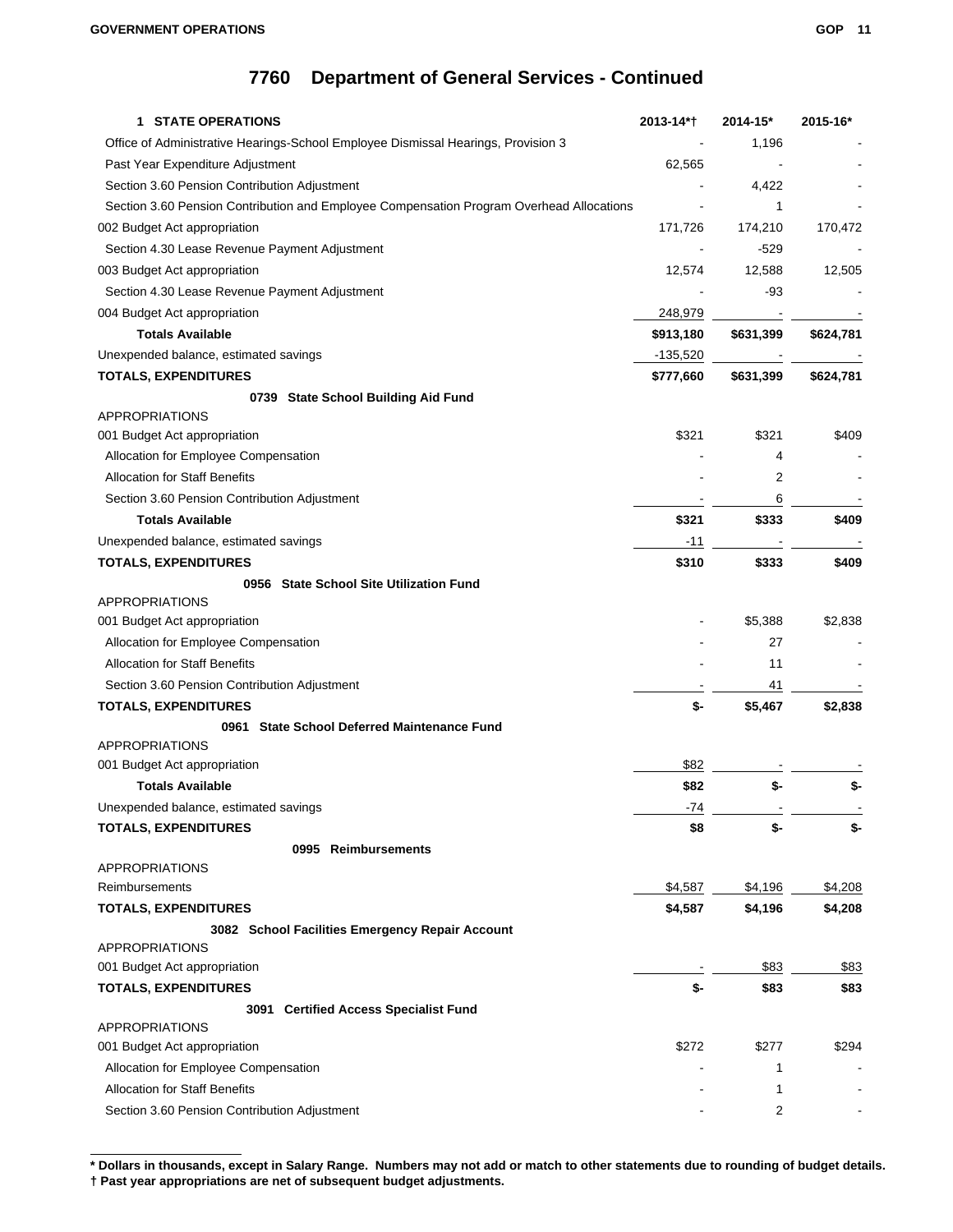# 7760 Department of General Services - Continued

| 1 STATE OPERATIONS | 2013-14*† | 2014-15* | 2015-16* |
|---|---|---|---|
| Office of Administrative Hearings-School Employee Dismissal Hearings, Provision 3 | - | 1,196 | - |
| Past Year Expenditure Adjustment | 62,565 | - | - |
| Section 3.60 Pension Contribution Adjustment | - | 4,422 | - |
| Section 3.60 Pension Contribution and Employee Compensation Program Overhead Allocations | - | 1 | - |
| 002 Budget Act appropriation | 171,726 | 174,210 | 170,472 |
| Section 4.30 Lease Revenue Payment Adjustment | - | -529 | - |
| 003 Budget Act appropriation | 12,574 | 12,588 | 12,505 |
| Section 4.30 Lease Revenue Payment Adjustment | - | -93 | - |
| 004 Budget Act appropriation | 248,979 | - | - |
| **Totals Available** | **$913,180** | **$631,399** | **$624,781** |
| Unexpended balance, estimated savings | -135,520 | - | - |
| **TOTALS, EXPENDITURES** | **$777,660** | **$631,399** | **$624,781** |
| **0739 State School Building Aid Fund** | | | |
| APPROPRIATIONS | | | |
| 001 Budget Act appropriation | $321 | $321 | $409 |
| Allocation for Employee Compensation | - | 4 | - |
| Allocation for Staff Benefits | - | 2 | - |
| Section 3.60 Pension Contribution Adjustment | - | 6 | - |
| **Totals Available** | **$321** | **$333** | **$409** |
| Unexpended balance, estimated savings | -11 | - | - |
| **TOTALS, EXPENDITURES** | **$310** | **$333** | **$409** |
| **0956 State School Site Utilization Fund** | | | |
| APPROPRIATIONS | | | |
| 001 Budget Act appropriation | - | $5,388 | $2,838 |
| Allocation for Employee Compensation | - | 27 | - |
| Allocation for Staff Benefits | - | 11 | - |
| Section 3.60 Pension Contribution Adjustment | - | 41 | - |
| **TOTALS, EXPENDITURES** | **$-** | **$5,467** | **$2,838** |
| **0961 State School Deferred Maintenance Fund** | | | |
| APPROPRIATIONS | | | |
| 001 Budget Act appropriation | $82 | - | - |
| **Totals Available** | **$82** | **$-** | **$-** |
| Unexpended balance, estimated savings | -74 | - | - |
| **TOTALS, EXPENDITURES** | **$8** | **$-** | **$-** |
| **0995 Reimbursements** | | | |
| APPROPRIATIONS | | | |
| Reimbursements | $4,587 | $4,196 | $4,208 |
| **TOTALS, EXPENDITURES** | **$4,587** | **$4,196** | **$4,208** |
| **3082 School Facilities Emergency Repair Account** | | | |
| APPROPRIATIONS | | | |
| 001 Budget Act appropriation | - | $83 | $83 |
| **TOTALS, EXPENDITURES** | **$-** | **$83** | **$83** |
| **3091 Certified Access Specialist Fund** | | | |
| APPROPRIATIONS | | | |
| 001 Budget Act appropriation | $272 | $277 | $294 |
| Allocation for Employee Compensation | - | 1 | - |
| Allocation for Staff Benefits | - | 1 | - |
| Section 3.60 Pension Contribution Adjustment | - | 2 | - |

**\* Dollars in thousands, except in Salary Range. Numbers may not add or match to other statements due to rounding of budget details.**
**† Past year appropriations are net of subsequent budget adjustments.**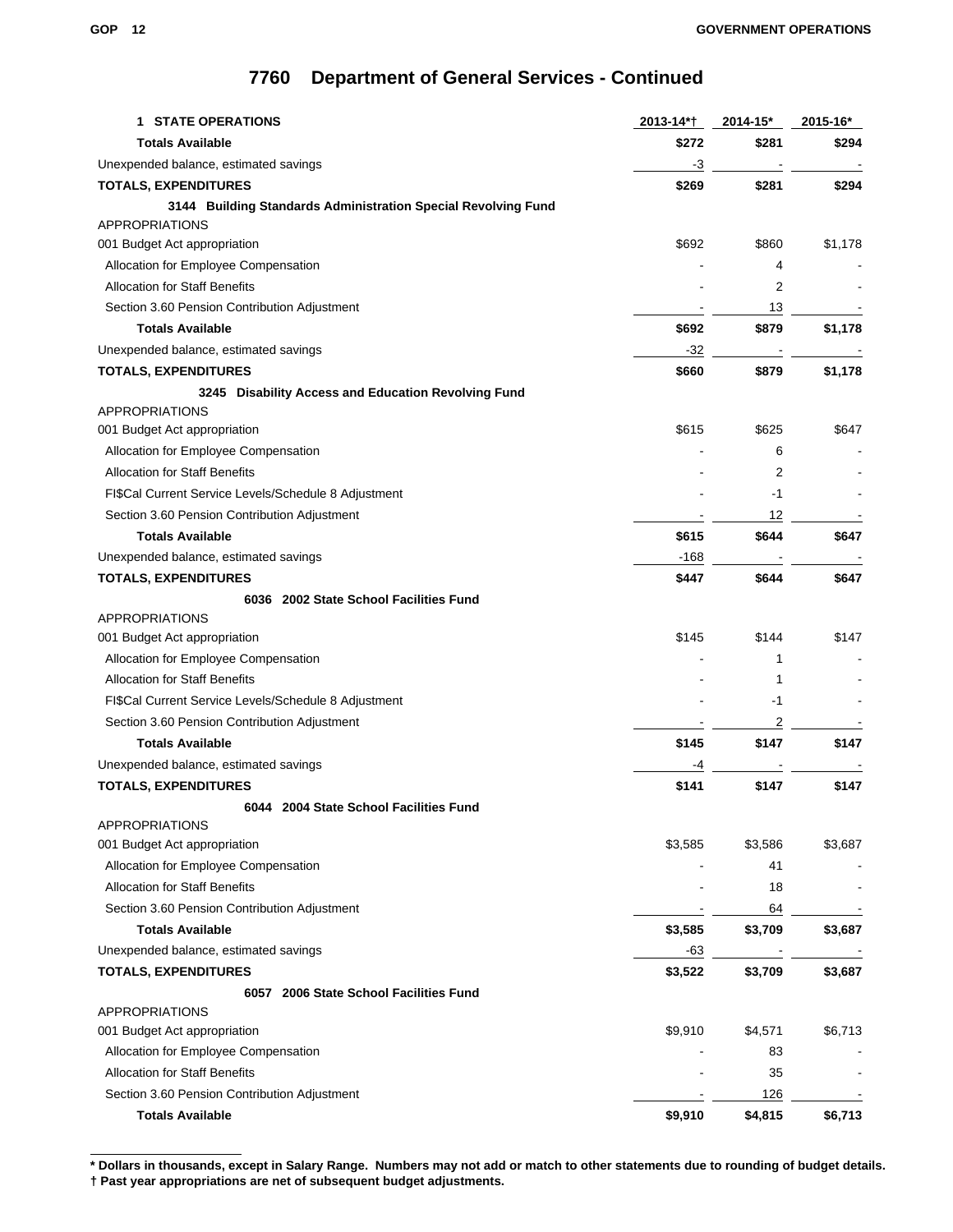# 7760 Department of General Services - Continued

| 1 STATE OPERATIONS | 2013-14*† | 2014-15* | 2015-16* |
| --- | --- | --- | --- |
| **Totals Available** | **$272** | **$281** | **$294** |
| Unexpended balance, estimated savings | -3 | - | - |
| **TOTALS, EXPENDITURES** | **$269** | **$281** | **$294** |
| **3144 Building Standards Administration Special Revolving Fund** | | | |
| APPROPRIATIONS | | | |
| 001 Budget Act appropriation | $692 | $860 | $1,178 |
| Allocation for Employee Compensation | - | 4 | - |
| Allocation for Staff Benefits | - | 2 | - |
| Section 3.60 Pension Contribution Adjustment | - | 13 | - |
| **Totals Available** | **$692** | **$879** | **$1,178** |
| Unexpended balance, estimated savings | -32 | - | - |
| **TOTALS, EXPENDITURES** | **$660** | **$879** | **$1,178** |
| **3245 Disability Access and Education Revolving Fund** | | | |
| APPROPRIATIONS | | | |
| 001 Budget Act appropriation | $615 | $625 | $647 |
| Allocation for Employee Compensation | - | 6 | - |
| Allocation for Staff Benefits | - | 2 | - |
| FI$Cal Current Service Levels/Schedule 8 Adjustment | - | -1 | - |
| Section 3.60 Pension Contribution Adjustment | - | 12 | - |
| **Totals Available** | **$615** | **$644** | **$647** |
| Unexpended balance, estimated savings | -168 | - | - |
| **TOTALS, EXPENDITURES** | **$447** | **$644** | **$647** |
| **6036 2002 State School Facilities Fund** | | | |
| APPROPRIATIONS | | | |
| 001 Budget Act appropriation | $145 | $144 | $147 |
| Allocation for Employee Compensation | - | 1 | - |
| Allocation for Staff Benefits | - | 1 | - |
| FI$Cal Current Service Levels/Schedule 8 Adjustment | - | -1 | - |
| Section 3.60 Pension Contribution Adjustment | - | 2 | - |
| **Totals Available** | **$145** | **$147** | **$147** |
| Unexpended balance, estimated savings | -4 | - | - |
| **TOTALS, EXPENDITURES** | **$141** | **$147** | **$147** |
| **6044 2004 State School Facilities Fund** | | | |
| APPROPRIATIONS | | | |
| 001 Budget Act appropriation | $3,585 | $3,586 | $3,687 |
| Allocation for Employee Compensation | - | 41 | - |
| Allocation for Staff Benefits | - | 18 | - |
| Section 3.60 Pension Contribution Adjustment | - | 64 | - |
| **Totals Available** | **$3,585** | **$3,709** | **$3,687** |
| Unexpended balance, estimated savings | -63 | - | - |
| **TOTALS, EXPENDITURES** | **$3,522** | **$3,709** | **$3,687** |
| **6057 2006 State School Facilities Fund** | | | |
| APPROPRIATIONS | | | |
| 001 Budget Act appropriation | $9,910 | $4,571 | $6,713 |
| Allocation for Employee Compensation | - | 83 | - |
| Allocation for Staff Benefits | - | 35 | - |
| Section 3.60 Pension Contribution Adjustment | - | 126 | - |
| **Totals Available** | **$9,910** | **$4,815** | **$6,713** |

**\* Dollars in thousands, except in Salary Range. Numbers may not add or match to other statements due to rounding of budget details.**
**† Past year appropriations are net of subsequent budget adjustments.**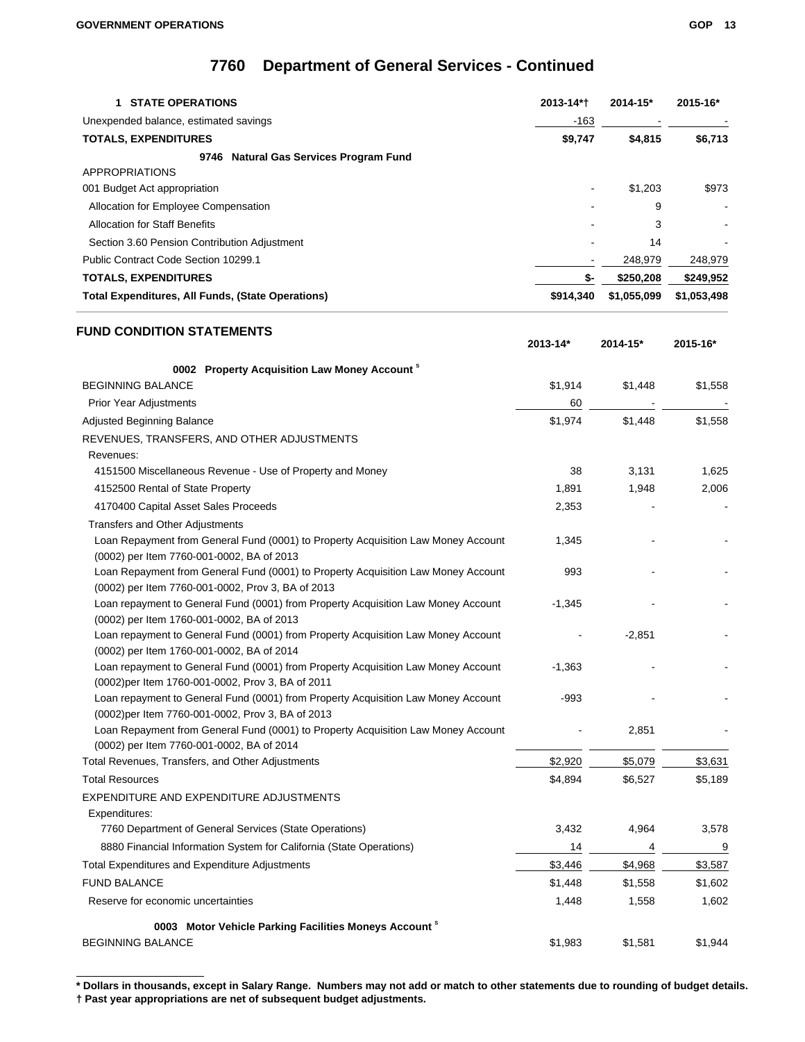# 7760 Department of General Services - Continued

| 1 STATE OPERATIONS | 2013-14*† | 2014-15* | 2015-16* |
|---|---|---|---|
| Unexpended balance, estimated savings | -163 | - | - |
| **TOTALS, EXPENDITURES** | **$9,747** | **$4,815** | **$6,713** |
| **9746 Natural Gas Services Program Fund** | | | |
| APPROPRIATIONS | | | |
| 001 Budget Act appropriation | - | $1,203 | $973 |
| Allocation for Employee Compensation | - | 9 | - |
| Allocation for Staff Benefits | - | 3 | - |
| Section 3.60 Pension Contribution Adjustment | - | 14 | - |
| Public Contract Code Section 10299.1 | - | 248,979 | 248,979 |
| **TOTALS, EXPENDITURES** | **$-** | **$250,208** | **$249,952** |
| **Total Expenditures, All Funds, (State Operations)** | **$914,340** | **$1,055,099** | **$1,053,498** |

## FUND CONDITION STATEMENTS

| | 2013-14* | 2014-15* | 2015-16* |
|---|---|---|---|
| **0002 Property Acquisition Law Money Account** [s] | | | |
| BEGINNING BALANCE | $1,914 | $1,448 | $1,558 |
| Prior Year Adjustments | 60 | - | - |
| Adjusted Beginning Balance | $1,974 | $1,448 | $1,558 |
| REVENUES, TRANSFERS, AND OTHER ADJUSTMENTS | | | |
| Revenues: | | | |
| 4151500 Miscellaneous Revenue - Use of Property and Money | 38 | 3,131 | 1,625 |
| 4152500 Rental of State Property | 1,891 | 1,948 | 2,006 |
| 4170400 Capital Asset Sales Proceeds | 2,353 | - | - |
| Transfers and Other Adjustments | | | |
| Loan Repayment from General Fund (0001) to Property Acquisition Law Money Account (0002) per Item 7760-001-0002, BA of 2013 | 1,345 | - | - |
| Loan Repayment from General Fund (0001) to Property Acquisition Law Money Account (0002) per Item 7760-001-0002, Prov 3, BA of 2013 | 993 | - | - |
| Loan repayment to General Fund (0001) from Property Acquisition Law Money Account (0002) per Item 1760-001-0002, BA of 2013 | -1,345 | - | - |
| Loan repayment to General Fund (0001) from Property Acquisition Law Money Account (0002) per Item 1760-001-0002, BA of 2014 | - | -2,851 | - |
| Loan repayment to General Fund (0001) from Property Acquisition Law Money Account (0002)per Item 1760-001-0002, Prov 3, BA of 2011 | -1,363 | - | - |
| Loan repayment to General Fund (0001) from Property Acquisition Law Money Account (0002)per Item 7760-001-0002, Prov 3, BA of 2013 | -993 | - | - |
| Loan Repayment from General Fund (0001) to Property Acquisition Law Money Account (0002) per Item 7760-001-0002, BA of 2014 | - | 2,851 | - |
| Total Revenues, Transfers, and Other Adjustments | $2,920 | $5,079 | $3,631 |
| Total Resources | $4,894 | $6,527 | $5,189 |
| EXPENDITURE AND EXPENDITURE ADJUSTMENTS | | | |
| Expenditures: | | | |
| 7760 Department of General Services (State Operations) | 3,432 | 4,964 | 3,578 |
| 8880 Financial Information System for California (State Operations) | 14 | 4 | 9 |
| Total Expenditures and Expenditure Adjustments | $3,446 | $4,968 | $3,587 |
| FUND BALANCE | $1,448 | $1,558 | $1,602 |
| Reserve for economic uncertainties | 1,448 | 1,558 | 1,602 |
| **0003 Motor Vehicle Parking Facilities Moneys Account** [s] | | | |
| BEGINNING BALANCE | $1,983 | $1,581 | $1,944 |

**\* Dollars in thousands, except in Salary Range. Numbers may not add or match to other statements due to rounding of budget details.**
**† Past year appropriations are net of subsequent budget adjustments.**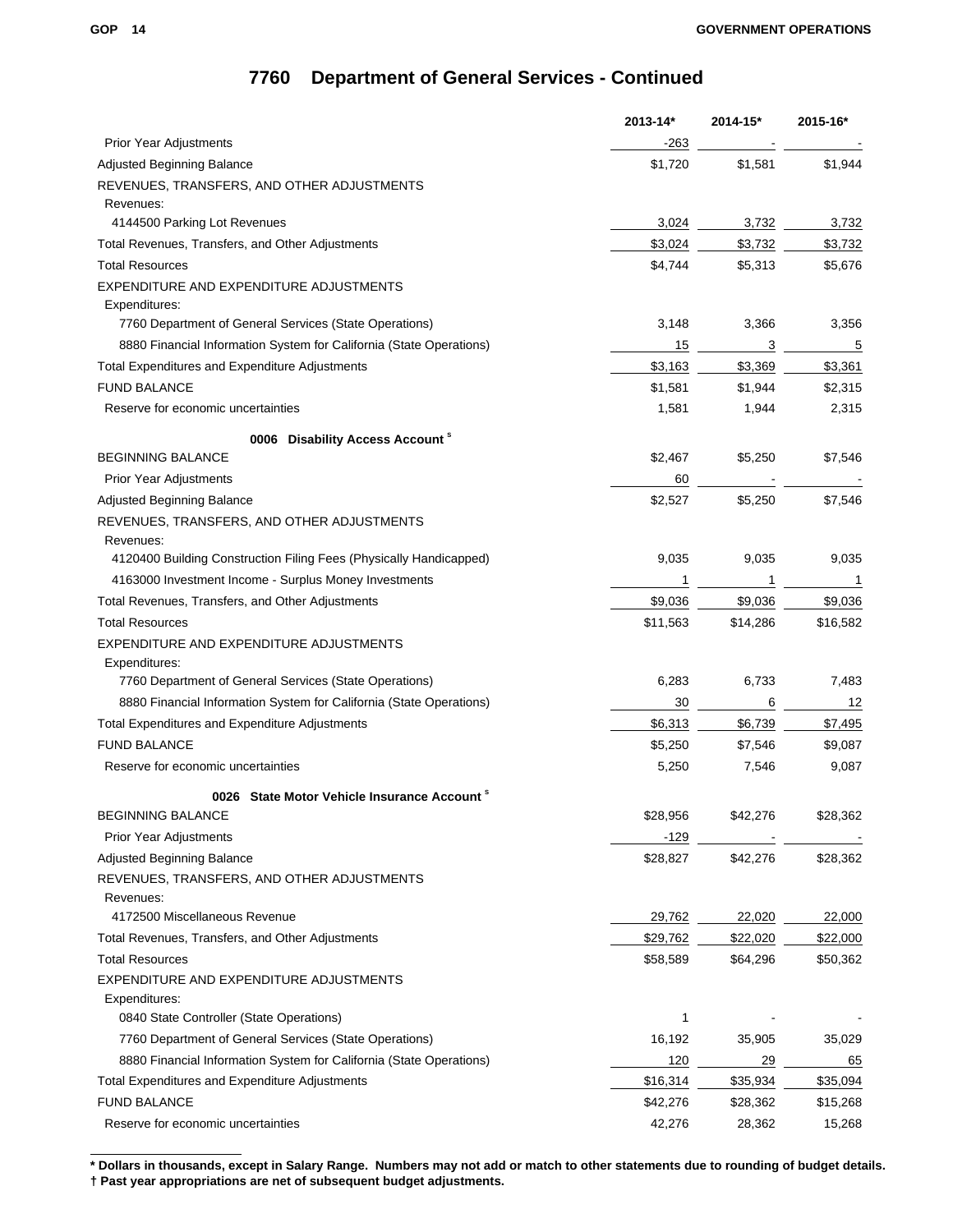# 7760 Department of General Services - Continued

| | 2013-14* | 2014-15* | 2015-16* |
|---|---|---|---|
| Prior Year Adjustments | -263 | - | - |
| Adjusted Beginning Balance | $1,720 | $1,581 | $1,944 |
| REVENUES, TRANSFERS, AND OTHER ADJUSTMENTS | | | |
| Revenues: | | | |
| 4144500 Parking Lot Revenues | 3,024 | 3,732 | 3,732 |
| Total Revenues, Transfers, and Other Adjustments | $3,024 | $3,732 | $3,732 |
| Total Resources | $4,744 | $5,313 | $5,676 |
| EXPENDITURE AND EXPENDITURE ADJUSTMENTS | | | |
| Expenditures: | | | |
| 7760 Department of General Services (State Operations) | 3,148 | 3,366 | 3,356 |
| 8880 Financial Information System for California (State Operations) | 15 | 3 | 5 |
| Total Expenditures and Expenditure Adjustments | $3,163 | $3,369 | $3,361 |
| FUND BALANCE | $1,581 | $1,944 | $2,315 |
| Reserve for economic uncertainties | 1,581 | 1,944 | 2,315 |
| **0006 Disability Access Account** [s] | | | |
| BEGINNING BALANCE | $2,467 | $5,250 | $7,546 |
| Prior Year Adjustments | 60 | - | - |
| Adjusted Beginning Balance | $2,527 | $5,250 | $7,546 |
| REVENUES, TRANSFERS, AND OTHER ADJUSTMENTS | | | |
| Revenues: | | | |
| 4120400 Building Construction Filing Fees (Physically Handicapped) | 9,035 | 9,035 | 9,035 |
| 4163000 Investment Income - Surplus Money Investments | 1 | 1 | 1 |
| Total Revenues, Transfers, and Other Adjustments | $9,036 | $9,036 | $9,036 |
| Total Resources | $11,563 | $14,286 | $16,582 |
| EXPENDITURE AND EXPENDITURE ADJUSTMENTS | | | |
| Expenditures: | | | |
| 7760 Department of General Services (State Operations) | 6,283 | 6,733 | 7,483 |
| 8880 Financial Information System for California (State Operations) | 30 | 6 | 12 |
| Total Expenditures and Expenditure Adjustments | $6,313 | $6,739 | $7,495 |
| FUND BALANCE | $5,250 | $7,546 | $9,087 |
| Reserve for economic uncertainties | 5,250 | 7,546 | 9,087 |
| **0026 State Motor Vehicle Insurance Account** [s] | | | |
| BEGINNING BALANCE | $28,956 | $42,276 | $28,362 |
| Prior Year Adjustments | -129 | - | - |
| Adjusted Beginning Balance | $28,827 | $42,276 | $28,362 |
| REVENUES, TRANSFERS, AND OTHER ADJUSTMENTS | | | |
| Revenues: | | | |
| 4172500 Miscellaneous Revenue | 29,762 | 22,020 | 22,000 |
| Total Revenues, Transfers, and Other Adjustments | $29,762 | $22,020 | $22,000 |
| Total Resources | $58,589 | $64,296 | $50,362 |
| EXPENDITURE AND EXPENDITURE ADJUSTMENTS | | | |
| Expenditures: | | | |
| 0840 State Controller (State Operations) | 1 | - | - |
| 7760 Department of General Services (State Operations) | 16,192 | 35,905 | 35,029 |
| 8880 Financial Information System for California (State Operations) | 120 | 29 | 65 |
| Total Expenditures and Expenditure Adjustments | $16,314 | $35,934 | $35,094 |
| FUND BALANCE | $42,276 | $28,362 | $15,268 |
| Reserve for economic uncertainties | 42,276 | 28,362 | 15,268 |

**\* Dollars in thousands, except in Salary Range. Numbers may not add or match to other statements due to rounding of budget details.**
**† Past year appropriations are net of subsequent budget adjustments.**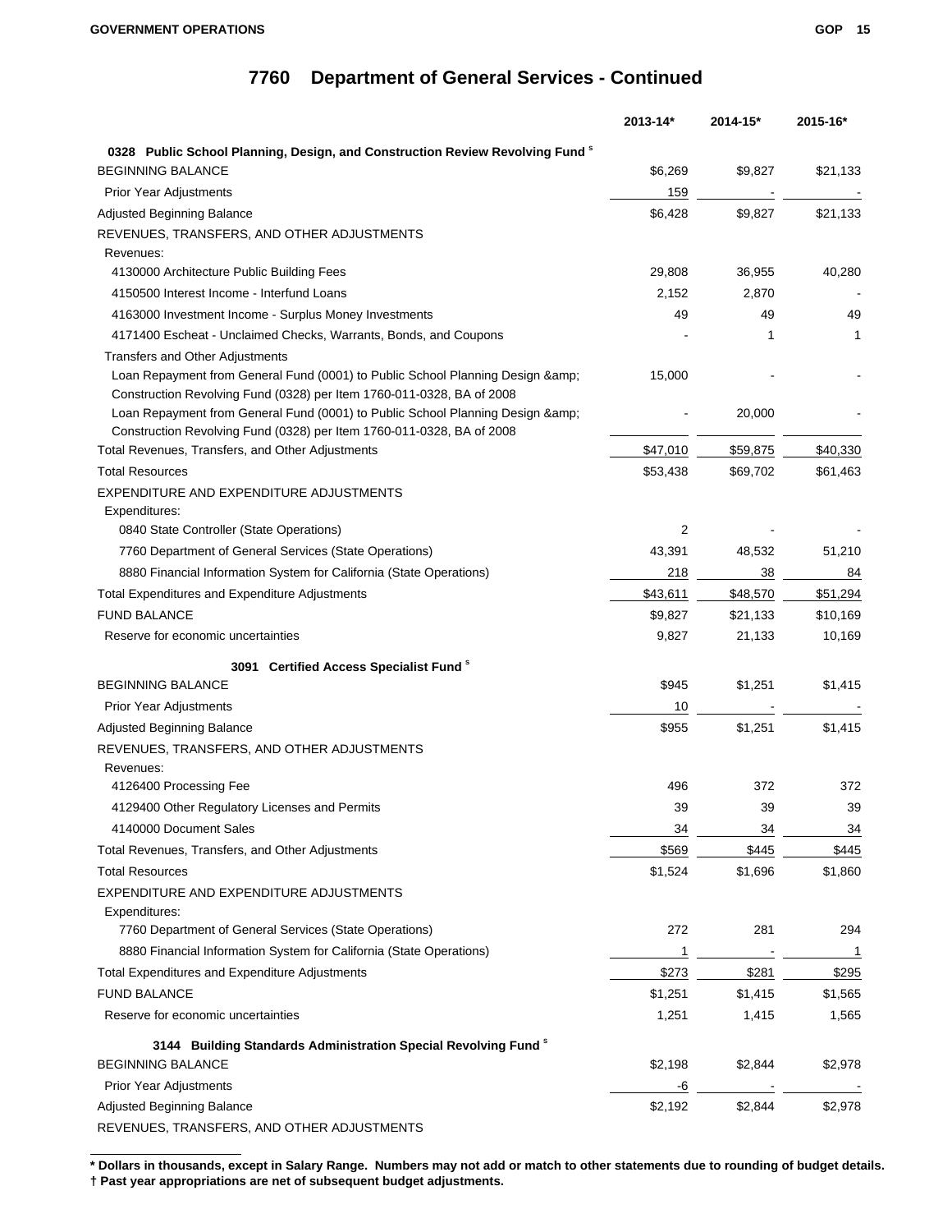# 7760 Department of General Services - Continued

| | 2013-14* | 2014-15* | 2015-16* |
|---|---|---|---|
| **0328 Public School Planning, Design, and Construction Review Revolving Fund** [s] | | | |
| BEGINNING BALANCE | $6,269 | $9,827 | $21,133 |
| Prior Year Adjustments | 159 | - | - |
| Adjusted Beginning Balance | $6,428 | $9,827 | $21,133 |
| REVENUES, TRANSFERS, AND OTHER ADJUSTMENTS | | | |
| Revenues: | | | |
| 4130000 Architecture Public Building Fees | 29,808 | 36,955 | 40,280 |
| 4150500 Interest Income - Interfund Loans | 2,152 | 2,870 | - |
| 4163000 Investment Income - Surplus Money Investments | 49 | 49 | 49 |
| 4171400 Escheat - Unclaimed Checks, Warrants, Bonds, and Coupons | - | 1 | 1 |
| Transfers and Other Adjustments | | | |
| Loan Repayment from General Fund (0001) to Public School Planning Design &amp; Construction Revolving Fund (0328) per Item 1760-011-0328, BA of 2008 | 15,000 | - | - |
| Loan Repayment from General Fund (0001) to Public School Planning Design &amp; Construction Revolving Fund (0328) per Item 1760-011-0328, BA of 2008 | - | 20,000 | - |
| Total Revenues, Transfers, and Other Adjustments | $47,010 | $59,875 | $40,330 |
| Total Resources | $53,438 | $69,702 | $61,463 |
| EXPENDITURE AND EXPENDITURE ADJUSTMENTS | | | |
| Expenditures: | | | |
| 0840 State Controller (State Operations) | 2 | - | - |
| 7760 Department of General Services (State Operations) | 43,391 | 48,532 | 51,210 |
| 8880 Financial Information System for California (State Operations) | 218 | 38 | 84 |
| Total Expenditures and Expenditure Adjustments | $43,611 | $48,570 | $51,294 |
| FUND BALANCE | $9,827 | $21,133 | $10,169 |
| Reserve for economic uncertainties | 9,827 | 21,133 | 10,169 |
| **3091 Certified Access Specialist Fund** [s] | | | |
| BEGINNING BALANCE | $945 | $1,251 | $1,415 |
| Prior Year Adjustments | 10 | - | - |
| Adjusted Beginning Balance | $955 | $1,251 | $1,415 |
| REVENUES, TRANSFERS, AND OTHER ADJUSTMENTS | | | |
| Revenues: | | | |
| 4126400 Processing Fee | 496 | 372 | 372 |
| 4129400 Other Regulatory Licenses and Permits | 39 | 39 | 39 |
| 4140000 Document Sales | 34 | 34 | 34 |
| Total Revenues, Transfers, and Other Adjustments | $569 | $445 | $445 |
| Total Resources | $1,524 | $1,696 | $1,860 |
| EXPENDITURE AND EXPENDITURE ADJUSTMENTS | | | |
| Expenditures: | | | |
| 7760 Department of General Services (State Operations) | 272 | 281 | 294 |
| 8880 Financial Information System for California (State Operations) | 1 | - | 1 |
| Total Expenditures and Expenditure Adjustments | $273 | $281 | $295 |
| FUND BALANCE | $1,251 | $1,415 | $1,565 |
| Reserve for economic uncertainties | 1,251 | 1,415 | 1,565 |
| **3144 Building Standards Administration Special Revolving Fund** [s] | | | |
| BEGINNING BALANCE | $2,198 | $2,844 | $2,978 |
| Prior Year Adjustments | -6 | - | - |
| Adjusted Beginning Balance | $2,192 | $2,844 | $2,978 |
| REVENUES, TRANSFERS, AND OTHER ADJUSTMENTS | | | |

**\* Dollars in thousands, except in Salary Range. Numbers may not add or match to other statements due to rounding of budget details.**
**† Past year appropriations are net of subsequent budget adjustments.**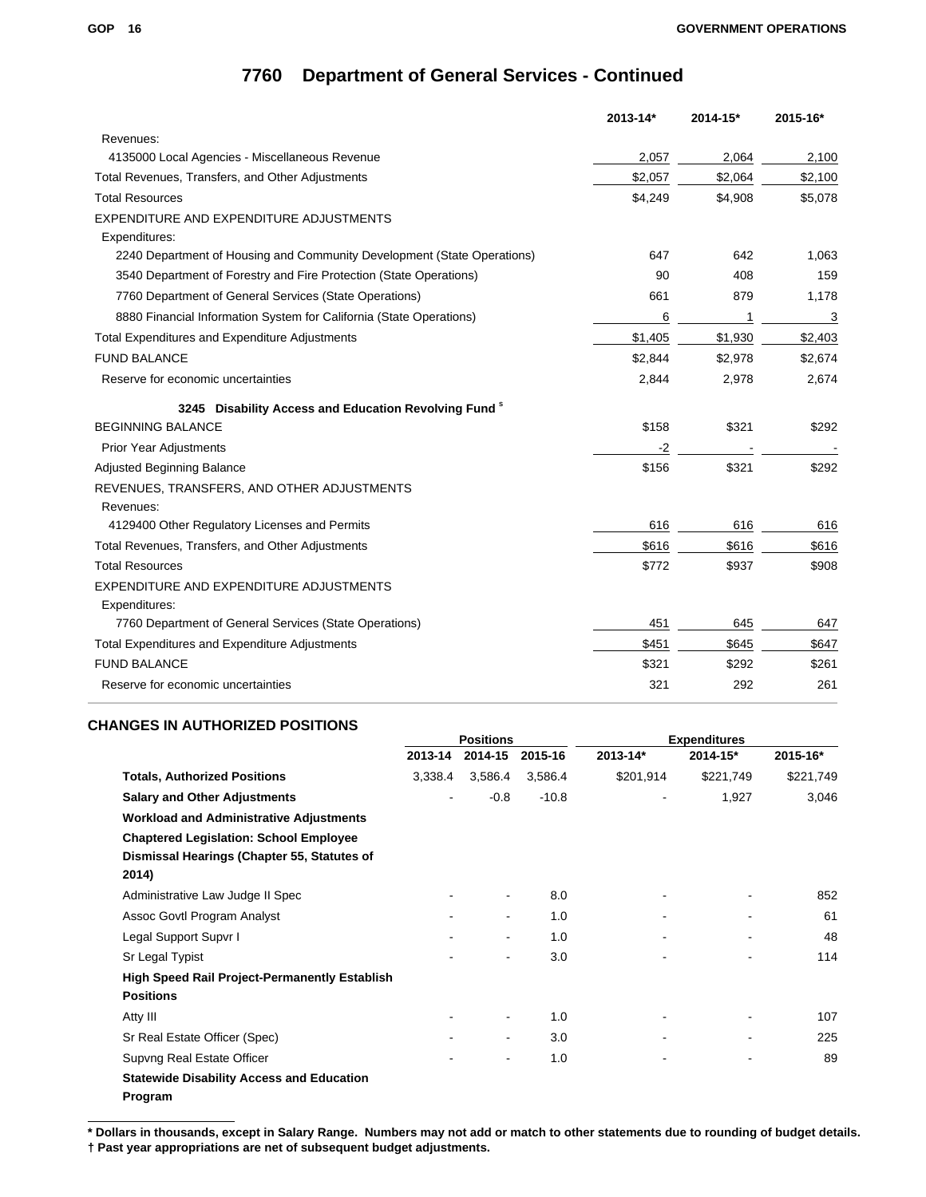# 7760 Department of General Services - Continued

| | 2013-14* | 2014-15* | 2015-16* |
|---|---|---|---|
| Revenues: | | | |
| 4135000 Local Agencies - Miscellaneous Revenue | 2,057 | 2,064 | 2,100 |
| Total Revenues, Transfers, and Other Adjustments | $2,057 | $2,064 | $2,100 |
| Total Resources | $4,249 | $4,908 | $5,078 |
| EXPENDITURE AND EXPENDITURE ADJUSTMENTS | | | |
| Expenditures: | | | |
| 2240 Department of Housing and Community Development (State Operations) | 647 | 642 | 1,063 |
| 3540 Department of Forestry and Fire Protection (State Operations) | 90 | 408 | 159 |
| 7760 Department of General Services (State Operations) | 661 | 879 | 1,178 |
| 8880 Financial Information System for California (State Operations) | 6 | 1 | 3 |
| Total Expenditures and Expenditure Adjustments | $1,405 | $1,930 | $2,403 |
| FUND BALANCE | $2,844 | $2,978 | $2,674 |
| Reserve for economic uncertainties | 2,844 | 2,978 | 2,674 |
| **3245 Disability Access and Education Revolving Fund** [s] | | | |
| BEGINNING BALANCE | $158 | $321 | $292 |
| Prior Year Adjustments | -2 | - | - |
| Adjusted Beginning Balance | $156 | $321 | $292 |
| REVENUES, TRANSFERS, AND OTHER ADJUSTMENTS | | | |
| Revenues: | | | |
| 4129400 Other Regulatory Licenses and Permits | 616 | 616 | 616 |
| Total Revenues, Transfers, and Other Adjustments | $616 | $616 | $616 |
| Total Resources | $772 | $937 | $908 |
| EXPENDITURE AND EXPENDITURE ADJUSTMENTS | | | |
| Expenditures: | | | |
| 7760 Department of General Services (State Operations) | 451 | 645 | 647 |
| Total Expenditures and Expenditure Adjustments | $451 | $645 | $647 |
| FUND BALANCE | $321 | $292 | $261 |
| Reserve for economic uncertainties | 321 | 292 | 261 |

## CHANGES IN AUTHORIZED POSITIONS

| | Positions | | | Expenditures | | |
|---|---|---|---|---|---|---|
| | 2013-14 | 2014-15 | 2015-16 | 2013-14* | 2014-15* | 2015-16* |
| **Totals, Authorized Positions** | 3,338.4 | 3,586.4 | 3,586.4 | $201,914 | $221,749 | $221,749 |
| **Salary and Other Adjustments** | - | -0.8 | -10.8 | - | 1,927 | 3,046 |
| **Workload and Administrative Adjustments** | | | | | | |
| **Chaptered Legislation: School Employee Dismissal Hearings (Chapter 55, Statutes of 2014)** | | | | | | |
| Administrative Law Judge II Spec | - | - | 8.0 | - | - | 852 |
| Assoc Govtl Program Analyst | - | - | 1.0 | - | - | 61 |
| Legal Support Supvr I | - | - | 1.0 | - | - | 48 |
| Sr Legal Typist | - | - | 3.0 | - | - | 114 |
| **High Speed Rail Project-Permanently Establish Positions** | | | | | | |
| Atty III | - | - | 1.0 | - | - | 107 |
| Sr Real Estate Officer (Spec) | - | - | 3.0 | - | - | 225 |
| Supvng Real Estate Officer | - | - | 1.0 | - | - | 89 |
| **Statewide Disability Access and Education Program** | | | | | | |

**\* Dollars in thousands, except in Salary Range. Numbers may not add or match to other statements due to rounding of budget details.**
**† Past year appropriations are net of subsequent budget adjustments.**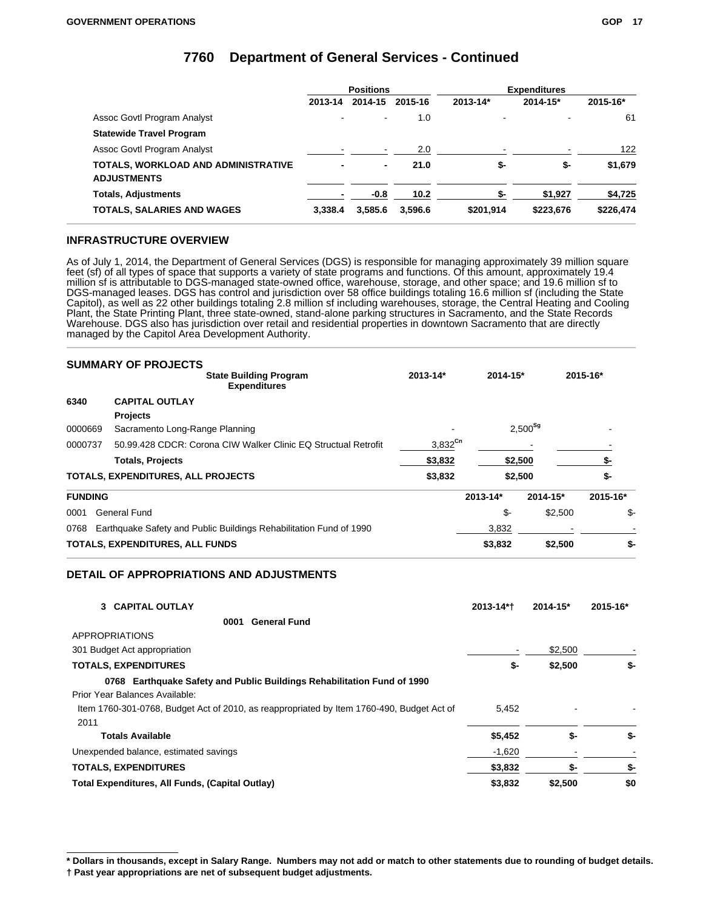# 7760 Department of General Services - Continued

| | Positions | | | Expenditures | | |
|---|---|---|---|---|---|---|
| | 2013-14 | 2014-15 | 2015-16 | 2013-14* | 2014-15* | 2015-16* |
| Assoc Govtl Program Analyst | - | - | 1.0 | - | - | 61 |
| **Statewide Travel Program** | | | | | | |
| Assoc Govtl Program Analyst | - | - | 2.0 | - | - | 122 |
| **TOTALS, WORKLOAD AND ADMINISTRATIVE ADJUSTMENTS** | **-** | **-** | **21.0** | **$-** | **$-** | **$1,679** |
| **Totals, Adjustments** | **-** | **-0.8** | **10.2** | **$-** | **$1,927** | **$4,725** |
| **TOTALS, SALARIES AND WAGES** | **3,338.4** | **3,585.6** | **3,596.6** | **$201,914** | **$223,676** | **$226,474** |

## INFRASTRUCTURE OVERVIEW

As of July 1, 2014, the Department of General Services (DGS) is responsible for managing approximately 39 million square feet (sf) of all types of space that supports a variety of state programs and functions. Of this amount, approximately 19.4 million sf is attributable to DGS-managed state-owned office, warehouse, storage, and other space; and 19.6 million sf to DGS-managed leases. DGS has control and jurisdiction over 58 office buildings totaling 16.6 million sf (including the State Capitol), as well as 22 other buildings totaling 2.8 million sf including warehouses, storage, the Central Heating and Cooling Plant, the State Printing Plant, three state-owned, stand-alone parking structures in Sacramento, and the State Records Warehouse. DGS also has jurisdiction over retail and residential properties in downtown Sacramento that are directly managed by the Capitol Area Development Authority.

## SUMMARY OF PROJECTS

| | State Building Program Expenditures | 2013-14* | 2014-15* | 2015-16* |
|---|---|---|---|---|
| **6340** | **CAPITAL OUTLAY** | | | |
| | **Projects** | | | |
| 0000669 | Sacramento Long-Range Planning | - | 2,500[Sg] | - |
| 0000737 | 50.99.428 CDCR: Corona CIW Walker Clinic EQ Structural Retrofit | 3,832[Cn] | - | - |
| | **Totals, Projects** | **$3,832** | **$2,500** | **$-** |
| **TOTALS, EXPENDITURES, ALL PROJECTS** | | **$3,832** | **$2,500** | **$-** |

| FUNDING | 2013-14* | 2014-15* | 2015-16* |
|---|---|---|---|
| 0001 General Fund | $- | $2,500 | $- |
| 0768 Earthquake Safety and Public Buildings Rehabilitation Fund of 1990 | 3,832 | - | - |
| **TOTALS, EXPENDITURES, ALL FUNDS** | **$3,832** | **$2,500** | **$-** |

## DETAIL OF APPROPRIATIONS AND ADJUSTMENTS

| 3 CAPITAL OUTLAY | 2013-14*† | 2014-15* | 2015-16* |
|---|---|---|---|
| **0001 General Fund** | | | |
| APPROPRIATIONS | | | |
| 301 Budget Act appropriation | - | $2,500 | - |
| **TOTALS, EXPENDITURES** | **$-** | **$2,500** | **$-** |
| **0768 Earthquake Safety and Public Buildings Rehabilitation Fund of 1990** | | | |
| Prior Year Balances Available: | | | |
| Item 1760-301-0768, Budget Act of 2010, as reappropriated by Item 1760-490, Budget Act of 2011 | 5,452 | - | - |
| **Totals Available** | **$5,452** | **$-** | **$-** |
| Unexpended balance, estimated savings | -1,620 | - | - |
| **TOTALS, EXPENDITURES** | **$3,832** | **$-** | **$-** |
| **Total Expenditures, All Funds, (Capital Outlay)** | **$3,832** | **$2,500** | **$0** |

**\* Dollars in thousands, except in Salary Range. Numbers may not add or match to other statements due to rounding of budget details.**
**† Past year appropriations are net of subsequent budget adjustments.**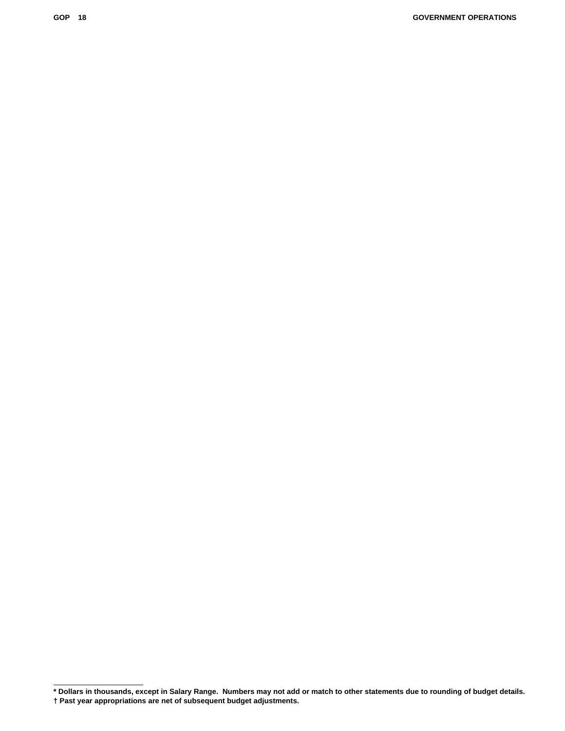* Dollars in thousands, except in Salary Range. Numbers may not add or match to other statements due to rounding of budget details.

† Past year appropriations are net of subsequent budget adjustments.